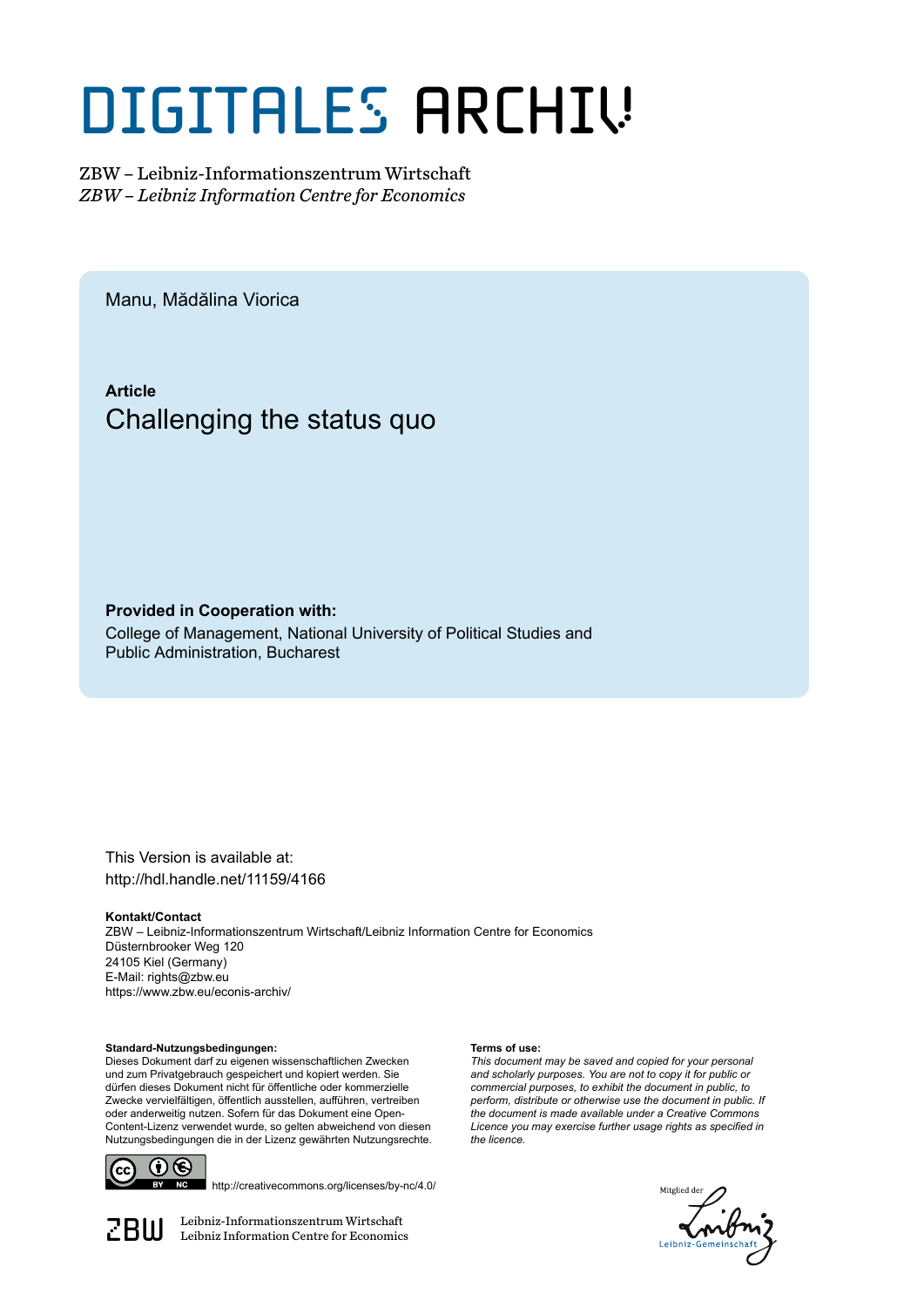# DIGITALES ARCHIV

ZBW – Leibniz-Informationszentrum Wirtschaft
*ZBW – Leibniz Information Centre for Economics*

Manu, Mădălina Viorica

**Article**

## Challenging the status quo

**Provided in Cooperation with:**
College of Management, National University of Political Studies and Public Administration, Bucharest

This Version is available at:
http://hdl.handle.net/11159/4166

**Kontakt/Contact**
ZBW – Leibniz-Informationszentrum Wirtschaft/Leibniz Information Centre for Economics
Düsternbrooker Weg 120
24105 Kiel (Germany)
E-Mail: rights@zbw.eu
https://www.zbw.eu/econis-archiv/

**Standard-Nutzungsbedingungen:**
Dieses Dokument darf zu eigenen wissenschaftlichen Zwecken und zum Privatgebrauch gespeichert und kopiert werden. Sie dürfen dieses Dokument nicht für öffentliche oder kommerzielle Zwecke vervielfältigen, öffentlich ausstellen, aufführen, vertreiben oder anderweitig nutzen. Sofern für das Dokument eine Open-Content-Lizenz verwendet wurde, so gelten abweichend von diesen Nutzungsbedingungen die in der Lizenz gewährten Nutzungsrechte.

**Terms of use:**
*This document may be saved and copied for your personal and scholarly purposes. You are not to copy it for public or commercial purposes, to exhibit the document in public, to perform, distribute or otherwise use the document in public. If the document is made available under a Creative Commons Licence you may exercise further usage rights as specified in the licence.*

http://creativecommons.org/licenses/by-nc/4.0/

Leibniz-Informationszentrum Wirtschaft
Leibniz Information Centre for Economics

Mitglied der Leibniz-Gemeinschaft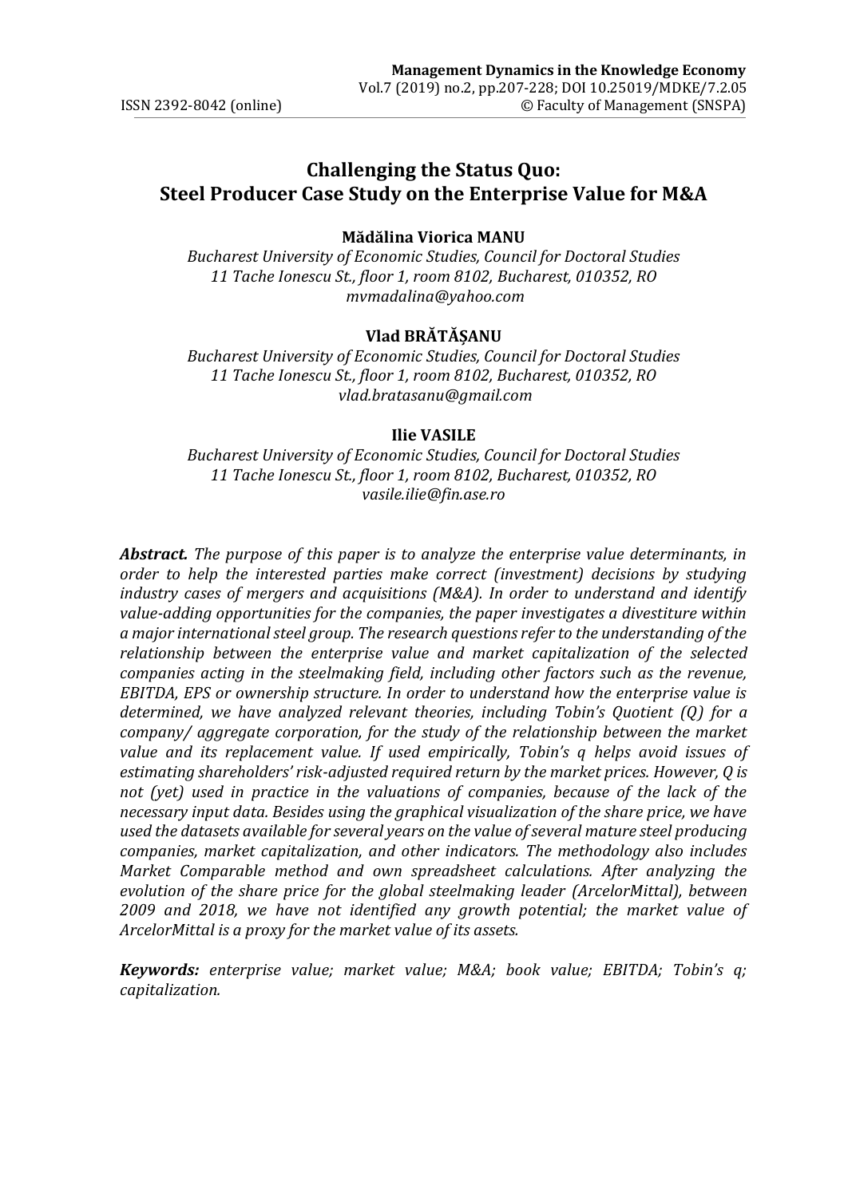# Challenging the Status Quo: Steel Producer Case Study on the Enterprise Value for M&A

**Mădălina Viorica MANU**

*Bucharest University of Economic Studies, Council for Doctoral Studies*
*11 Tache Ionescu St., floor 1, room 8102, Bucharest, 010352, RO*
*mvmadalina@yahoo.com*

**Vlad BRĂTĂȘANU**

*Bucharest University of Economic Studies, Council for Doctoral Studies*
*11 Tache Ionescu St., floor 1, room 8102, Bucharest, 010352, RO*
*vlad.bratasanu@gmail.com*

**Ilie VASILE**

*Bucharest University of Economic Studies, Council for Doctoral Studies*
*11 Tache Ionescu St., floor 1, room 8102, Bucharest, 010352, RO*
*vasile.ilie@fin.ase.ro*

***Abstract.*** *The purpose of this paper is to analyze the enterprise value determinants, in order to help the interested parties make correct (investment) decisions by studying industry cases of mergers and acquisitions (M&A). In order to understand and identify value-adding opportunities for the companies, the paper investigates a divestiture within a major international steel group. The research questions refer to the understanding of the relationship between the enterprise value and market capitalization of the selected companies acting in the steelmaking field, including other factors such as the revenue, EBITDA, EPS or ownership structure. In order to understand how the enterprise value is determined, we have analyzed relevant theories, including Tobin's Quotient (Q) for a company/ aggregate corporation, for the study of the relationship between the market value and its replacement value. If used empirically, Tobin's q helps avoid issues of estimating shareholders' risk-adjusted required return by the market prices. However, Q is not (yet) used in practice in the valuations of companies, because of the lack of the necessary input data. Besides using the graphical visualization of the share price, we have used the datasets available for several years on the value of several mature steel producing companies, market capitalization, and other indicators. The methodology also includes Market Comparable method and own spreadsheet calculations. After analyzing the evolution of the share price for the global steelmaking leader (ArcelorMittal), between 2009 and 2018, we have not identified any growth potential; the market value of ArcelorMittal is a proxy for the market value of its assets.*

***Keywords:*** *enterprise value; market value; M&A; book value; EBITDA; Tobin's q; capitalization.*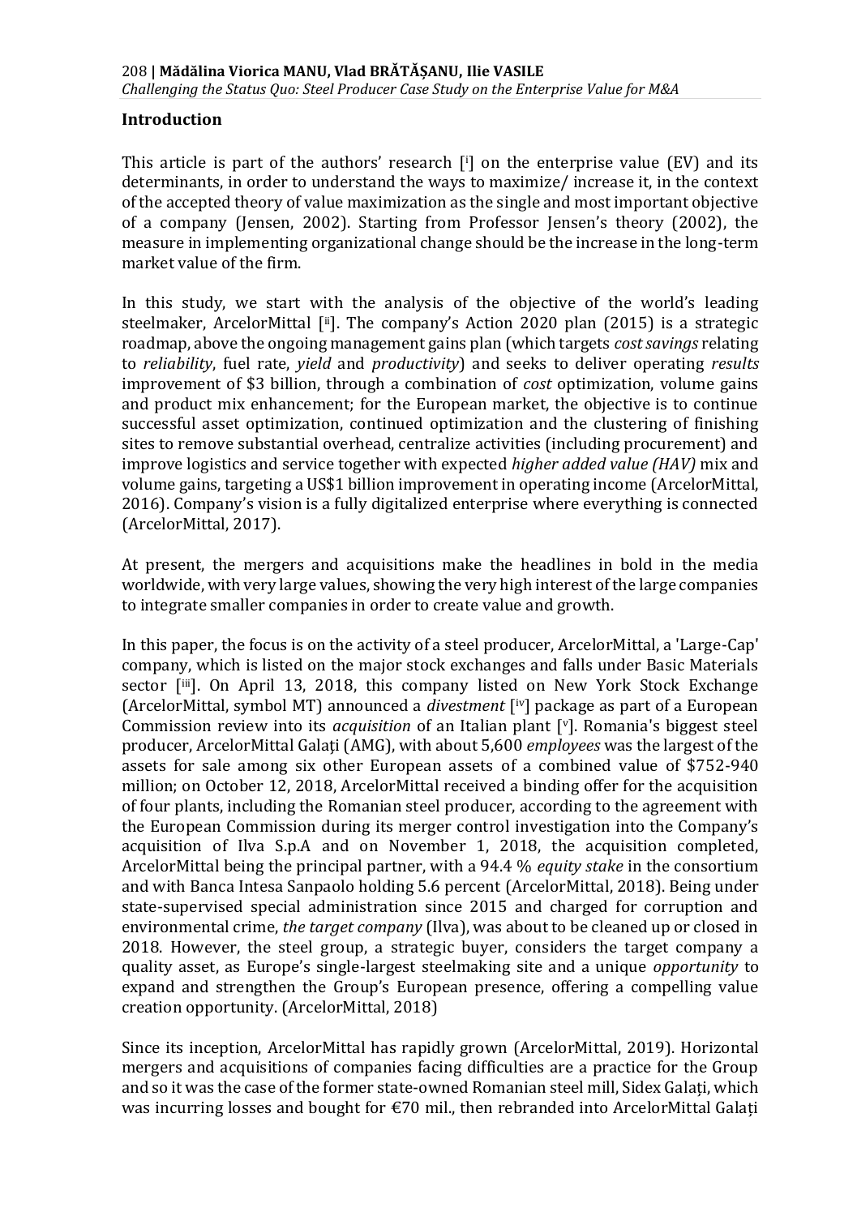## Introduction

This article is part of the authors' research [i] on the enterprise value (EV) and its determinants, in order to understand the ways to maximize/ increase it, in the context of the accepted theory of value maximization as the single and most important objective of a company (Jensen, 2002). Starting from Professor Jensen's theory (2002), the measure in implementing organizational change should be the increase in the long-term market value of the firm.

In this study, we start with the analysis of the objective of the world's leading steelmaker, ArcelorMittal [ii]. The company's Action 2020 plan (2015) is a strategic roadmap, above the ongoing management gains plan (which targets *cost savings* relating to *reliability*, fuel rate, *yield* and *productivity*) and seeks to deliver operating *results* improvement of $3 billion, through a combination of *cost* optimization, volume gains and product mix enhancement; for the European market, the objective is to continue successful asset optimization, continued optimization and the clustering of finishing sites to remove substantial overhead, centralize activities (including procurement) and improve logistics and service together with expected *higher added value (HAV)* mix and volume gains, targeting a US$1 billion improvement in operating income (ArcelorMittal, 2016). Company's vision is a fully digitalized enterprise where everything is connected (ArcelorMittal, 2017).

At present, the mergers and acquisitions make the headlines in bold in the media worldwide, with very large values, showing the very high interest of the large companies to integrate smaller companies in order to create value and growth.

In this paper, the focus is on the activity of a steel producer, ArcelorMittal, a 'Large-Cap' company, which is listed on the major stock exchanges and falls under Basic Materials sector [iii]. On April 13, 2018, this company listed on New York Stock Exchange (ArcelorMittal, symbol MT) announced a *divestment* [iv] package as part of a European Commission review into its *acquisition* of an Italian plant [v]. Romania's biggest steel producer, ArcelorMittal Galați (AMG), with about 5,600 *employees* was the largest of the assets for sale among six other European assets of a combined value of $752-940 million; on October 12, 2018, ArcelorMittal received a binding offer for the acquisition of four plants, including the Romanian steel producer, according to the agreement with the European Commission during its merger control investigation into the Company's acquisition of Ilva S.p.A and on November 1, 2018, the acquisition completed, ArcelorMittal being the principal partner, with a 94.4 % *equity stake* in the consortium and with Banca Intesa Sanpaolo holding 5.6 percent (ArcelorMittal, 2018). Being under state-supervised special administration since 2015 and charged for corruption and environmental crime, *the target company* (Ilva), was about to be cleaned up or closed in 2018. However, the steel group, a strategic buyer, considers the target company a quality asset, as Europe's single-largest steelmaking site and a unique *opportunity* to expand and strengthen the Group's European presence, offering a compelling value creation opportunity. (ArcelorMittal, 2018)

Since its inception, ArcelorMittal has rapidly grown (ArcelorMittal, 2019). Horizontal mergers and acquisitions of companies facing difficulties are a practice for the Group and so it was the case of the former state-owned Romanian steel mill, Sidex Galați, which was incurring losses and bought for €70 mil., then rebranded into ArcelorMittal Galați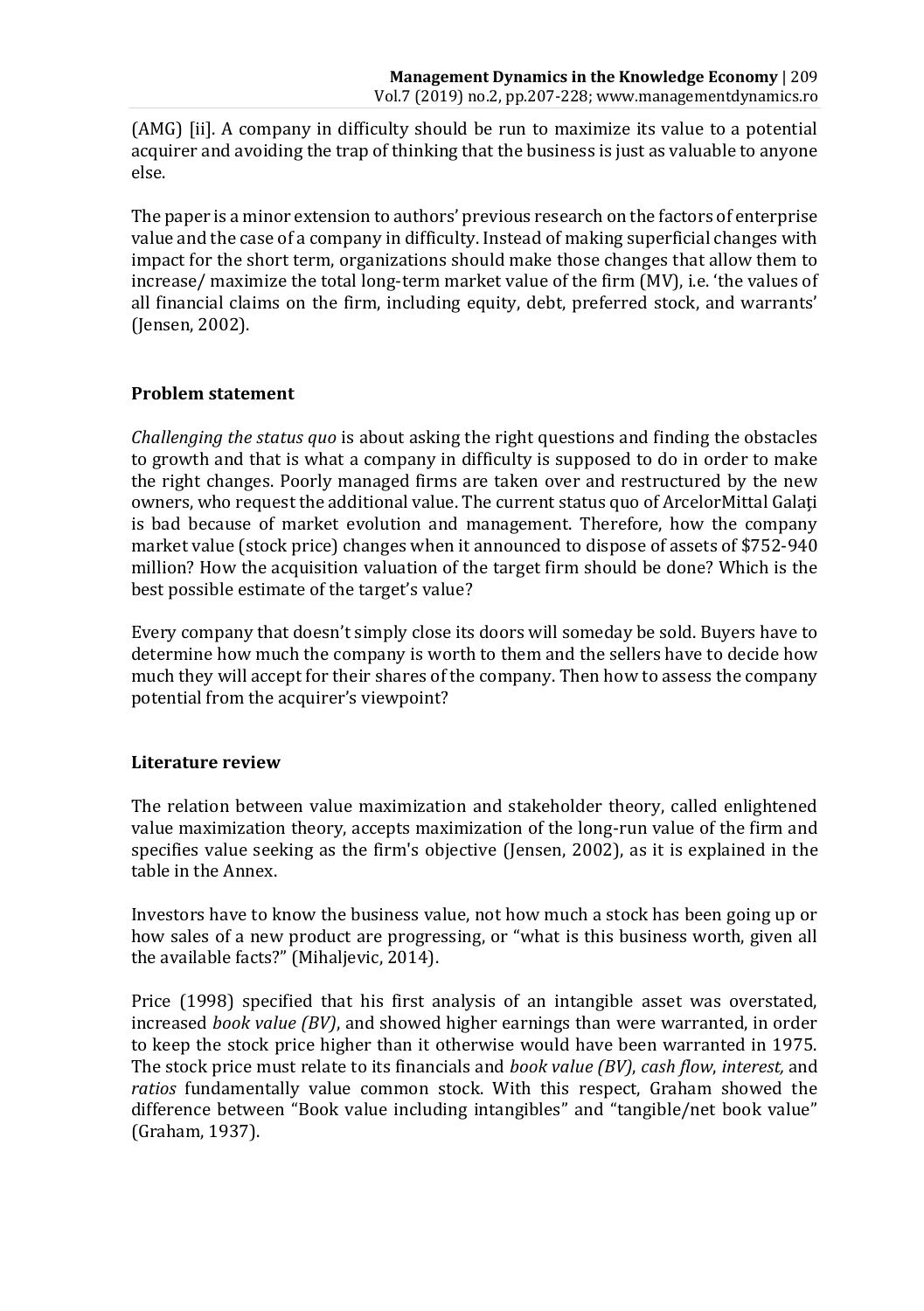(AMG) [ii]. A company in difficulty should be run to maximize its value to a potential acquirer and avoiding the trap of thinking that the business is just as valuable to anyone else.

The paper is a minor extension to authors' previous research on the factors of enterprise value and the case of a company in difficulty. Instead of making superficial changes with impact for the short term, organizations should make those changes that allow them to increase/ maximize the total long-term market value of the firm (MV), i.e. 'the values of all financial claims on the firm, including equity, debt, preferred stock, and warrants' (Jensen, 2002).

## Problem statement

*Challenging the status quo* is about asking the right questions and finding the obstacles to growth and that is what a company in difficulty is supposed to do in order to make the right changes. Poorly managed firms are taken over and restructured by the new owners, who request the additional value. The current status quo of ArcelorMittal Galați is bad because of market evolution and management. Therefore, how the company market value (stock price) changes when it announced to dispose of assets of $752-940 million? How the acquisition valuation of the target firm should be done? Which is the best possible estimate of the target's value?

Every company that doesn't simply close its doors will someday be sold. Buyers have to determine how much the company is worth to them and the sellers have to decide how much they will accept for their shares of the company. Then how to assess the company potential from the acquirer's viewpoint?

## Literature review

The relation between value maximization and stakeholder theory, called enlightened value maximization theory, accepts maximization of the long-run value of the firm and specifies value seeking as the firm's objective (Jensen, 2002), as it is explained in the table in the Annex.

Investors have to know the business value, not how much a stock has been going up or how sales of a new product are progressing, or "what is this business worth, given all the available facts?" (Mihaljevic, 2014).

Price (1998) specified that his first analysis of an intangible asset was overstated, increased *book value (BV)*, and showed higher earnings than were warranted, in order to keep the stock price higher than it otherwise would have been warranted in 1975. The stock price must relate to its financials and *book value (BV)*, *cash flow*, *interest,* and *ratios* fundamentally value common stock. With this respect, Graham showed the difference between "Book value including intangibles" and "tangible/net book value" (Graham, 1937).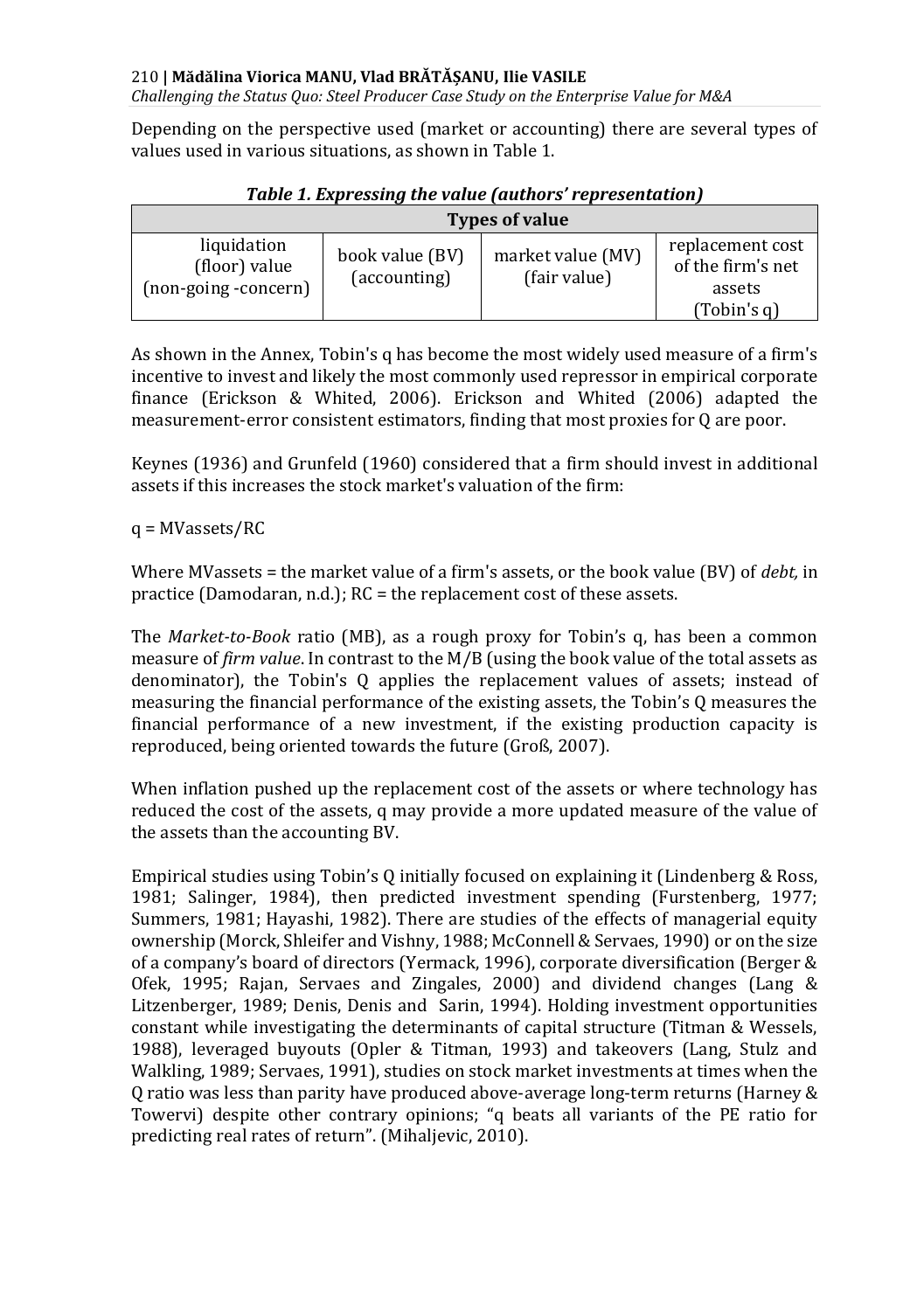Depending on the perspective used (market or accounting) there are several types of values used in various situations, as shown in Table 1.

***Table 1. Expressing the value (authors' representation)***

| Types of value | | | |
|---|---|---|---|
| liquidation (floor) value (non-going -concern) | book value (BV) (accounting) | market value (MV) (fair value) | replacement cost of the firm's net assets (Tobin's q) |

As shown in the Annex, Tobin's q has become the most widely used measure of a firm's incentive to invest and likely the most commonly used repressor in empirical corporate finance (Erickson & Whited, 2006). Erickson and Whited (2006) adapted the measurement-error consistent estimators, finding that most proxies for Q are poor.

Keynes (1936) and Grunfeld (1960) considered that a firm should invest in additional assets if this increases the stock market's valuation of the firm:

q = MVassets/RC

Where MVassets = the market value of a firm's assets, or the book value (BV) of *debt,* in practice (Damodaran, n.d.); RC = the replacement cost of these assets.

The *Market-to-Book* ratio (MB), as a rough proxy for Tobin's q, has been a common measure of *firm value*. In contrast to the M/B (using the book value of the total assets as denominator), the Tobin's Q applies the replacement values of assets; instead of measuring the financial performance of the existing assets, the Tobin's Q measures the financial performance of a new investment, if the existing production capacity is reproduced, being oriented towards the future (Groß, 2007).

When inflation pushed up the replacement cost of the assets or where technology has reduced the cost of the assets, q may provide a more updated measure of the value of the assets than the accounting BV.

Empirical studies using Tobin's Q initially focused on explaining it (Lindenberg & Ross, 1981; Salinger, 1984), then predicted investment spending (Furstenberg, 1977; Summers, 1981; Hayashi, 1982). There are studies of the effects of managerial equity ownership (Morck, Shleifer and Vishny, 1988; McConnell & Servaes, 1990) or on the size of a company's board of directors (Yermack, 1996), corporate diversification (Berger & Ofek, 1995; Rajan, Servaes and Zingales, 2000) and dividend changes (Lang & Litzenberger, 1989; Denis, Denis and Sarin, 1994). Holding investment opportunities constant while investigating the determinants of capital structure (Titman & Wessels, 1988), leveraged buyouts (Opler & Titman, 1993) and takeovers (Lang, Stulz and Walkling, 1989; Servaes, 1991), studies on stock market investments at times when the Q ratio was less than parity have produced above-average long-term returns (Harney & Towervi) despite other contrary opinions; "q beats all variants of the PE ratio for predicting real rates of return". (Mihaljevic, 2010).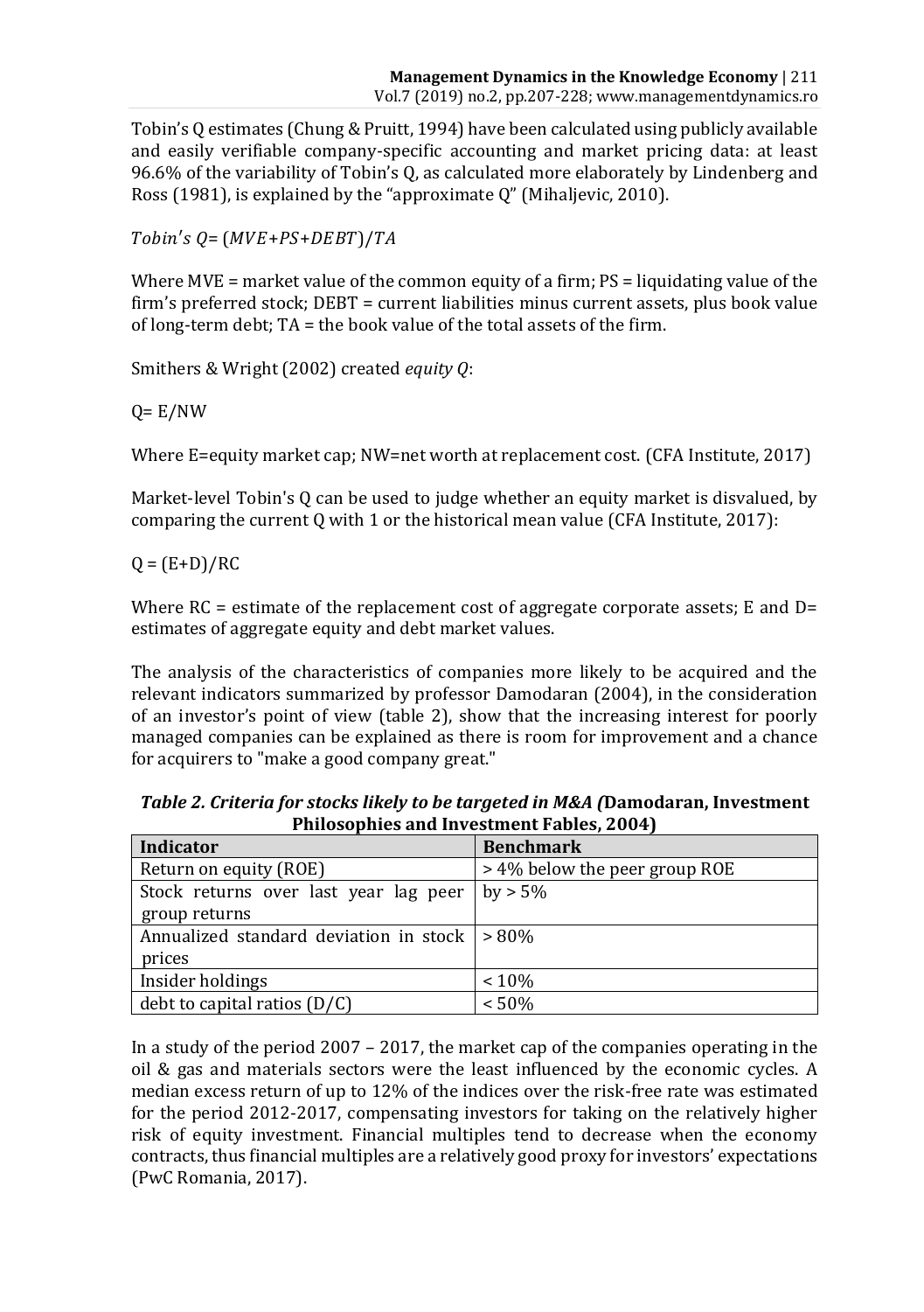Tobin's Q estimates (Chung & Pruitt, 1994) have been calculated using publicly available and easily verifiable company-specific accounting and market pricing data: at least 96.6% of the variability of Tobin's Q, as calculated more elaborately by Lindenberg and Ross (1981), is explained by the "approximate Q" (Mihaljevic, 2010).

$$Tobin's\ Q = (MVE + PS + DEBT)/TA$$

Where MVE = market value of the common equity of a firm; PS = liquidating value of the firm's preferred stock; DEBT = current liabilities minus current assets, plus book value of long-term debt; TA = the book value of the total assets of the firm.

Smithers & Wright (2002) created *equity Q*:

$$Q = E/NW$$

Where E=equity market cap; NW=net worth at replacement cost. (CFA Institute, 2017)

Market-level Tobin's Q can be used to judge whether an equity market is disvalued, by comparing the current Q with 1 or the historical mean value (CFA Institute, 2017):

$$Q = (E+D)/RC$$

Where RC = estimate of the replacement cost of aggregate corporate assets; E and D= estimates of aggregate equity and debt market values.

The analysis of the characteristics of companies more likely to be acquired and the relevant indicators summarized by professor Damodaran (2004), in the consideration of an investor's point of view (table 2), show that the increasing interest for poorly managed companies can be explained as there is room for improvement and a chance for acquirers to "make a good company great."

***Table 2. Criteria for stocks likely to be targeted in M&A (*Damodaran, Investment Philosophies and Investment Fables, 2004)**

| Indicator | Benchmark |
| --- | --- |
| Return on equity (ROE) | > 4% below the peer group ROE |
| Stock returns over last year lag peer group returns | by > 5% |
| Annualized standard deviation in stock prices | > 80% |
| Insider holdings | < 10% |
| debt to capital ratios (D/C) | < 50% |

In a study of the period 2007 – 2017, the market cap of the companies operating in the oil & gas and materials sectors were the least influenced by the economic cycles. A median excess return of up to 12% of the indices over the risk-free rate was estimated for the period 2012-2017, compensating investors for taking on the relatively higher risk of equity investment. Financial multiples tend to decrease when the economy contracts, thus financial multiples are a relatively good proxy for investors' expectations (PwC Romania, 2017).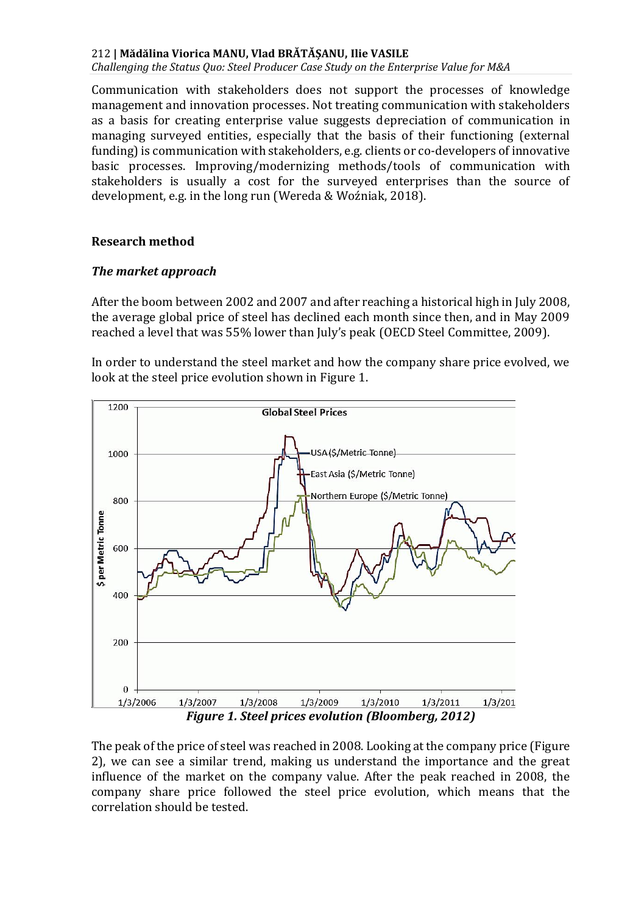Communication with stakeholders does not support the processes of knowledge management and innovation processes. Not treating communication with stakeholders as a basis for creating enterprise value suggests depreciation of communication in managing surveyed entities, especially that the basis of their functioning (external funding) is communication with stakeholders, e.g. clients or co-developers of innovative basic processes. Improving/modernizing methods/tools of communication with stakeholders is usually a cost for the surveyed enterprises than the source of development, e.g. in the long run (Wereda & Woźniak, 2018).

## Research method

### *The market approach*

After the boom between 2002 and 2007 and after reaching a historical high in July 2008, the average global price of steel has declined each month since then, and in May 2009 reached a level that was 55% lower than July's peak (OECD Steel Committee, 2009).

In order to understand the steel market and how the company share price evolved, we look at the steel price evolution shown in Figure 1.

***Figure 1. Steel prices evolution (Bloomberg, 2012)***

The peak of the price of steel was reached in 2008. Looking at the company price (Figure 2), we can see a similar trend, making us understand the importance and the great influence of the market on the company value. After the peak reached in 2008, the company share price followed the steel price evolution, which means that the correlation should be tested.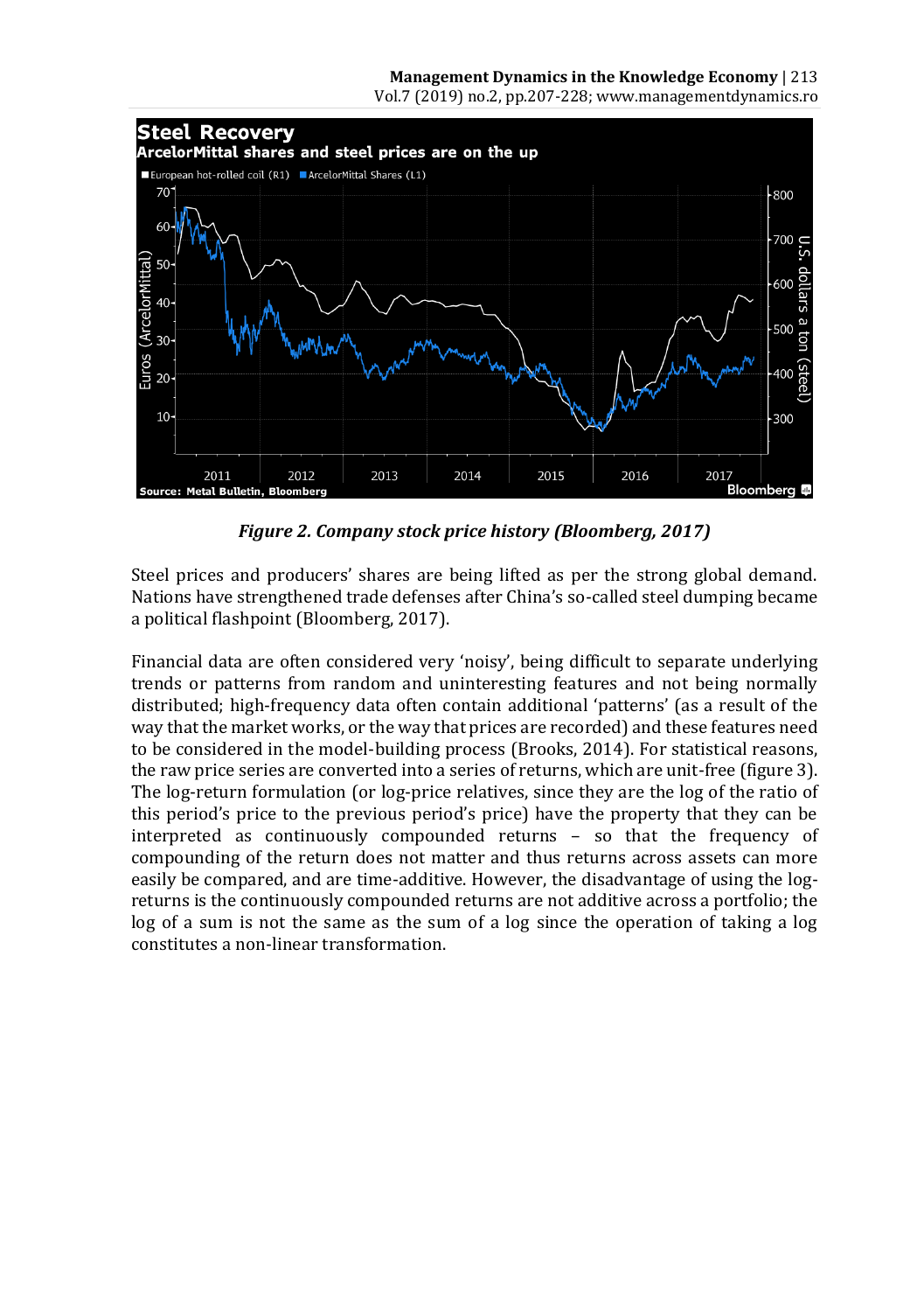*Figure 2. Company stock price history (Bloomberg, 2017)*

Steel prices and producers' shares are being lifted as per the strong global demand. Nations have strengthened trade defenses after China's so-called steel dumping became a political flashpoint (Bloomberg, 2017).

Financial data are often considered very 'noisy', being difficult to separate underlying trends or patterns from random and uninteresting features and not being normally distributed; high-frequency data often contain additional 'patterns' (as a result of the way that the market works, or the way that prices are recorded) and these features need to be considered in the model-building process (Brooks, 2014). For statistical reasons, the raw price series are converted into a series of returns, which are unit-free (figure 3). The log-return formulation (or log-price relatives, since they are the log of the ratio of this period's price to the previous period's price) have the property that they can be interpreted as continuously compounded returns – so that the frequency of compounding of the return does not matter and thus returns across assets can more easily be compared, and are time-additive. However, the disadvantage of using the log-returns is the continuously compounded returns are not additive across a portfolio; the log of a sum is not the same as the sum of a log since the operation of taking a log constitutes a non-linear transformation.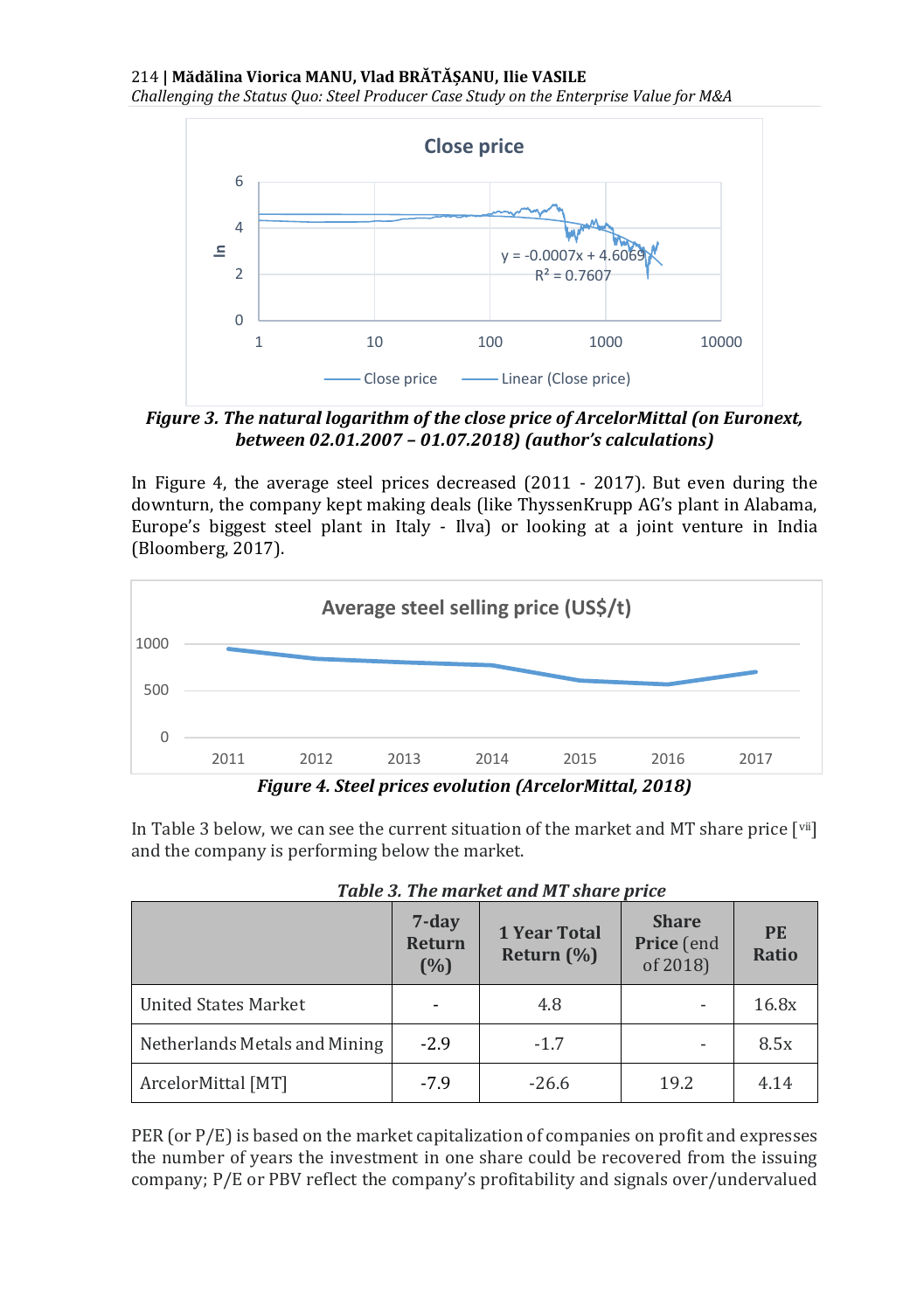*Figure 3. The natural logarithm of the close price of ArcelorMittal (on Euronext, between 02.01.2007 – 01.07.2018) (author's calculations)*

In Figure 4, the average steel prices decreased (2011 - 2017). But even during the downturn, the company kept making deals (like ThyssenKrupp AG's plant in Alabama, Europe's biggest steel plant in Italy - Ilva) or looking at a joint venture in India (Bloomberg, 2017).

*Figure 4. Steel prices evolution (ArcelorMittal, 2018)*

In Table 3 below, we can see the current situation of the market and MT share price [vii] and the company is performing below the market.

*Table 3. The market and MT share price*

| | 7-day Return (%) | 1 Year Total Return (%) | Share Price (end of 2018) | PE Ratio |
|---|---|---|---|---|
| United States Market | - | 4.8 | - | 16.8x |
| Netherlands Metals and Mining | -2.9 | -1.7 | - | 8.5x |
| ArcelorMittal [MT] | -7.9 | -26.6 | 19.2 | 4.14 |

PER (or P/E) is based on the market capitalization of companies on profit and expresses the number of years the investment in one share could be recovered from the issuing company; P/E or PBV reflect the company's profitability and signals over/undervalued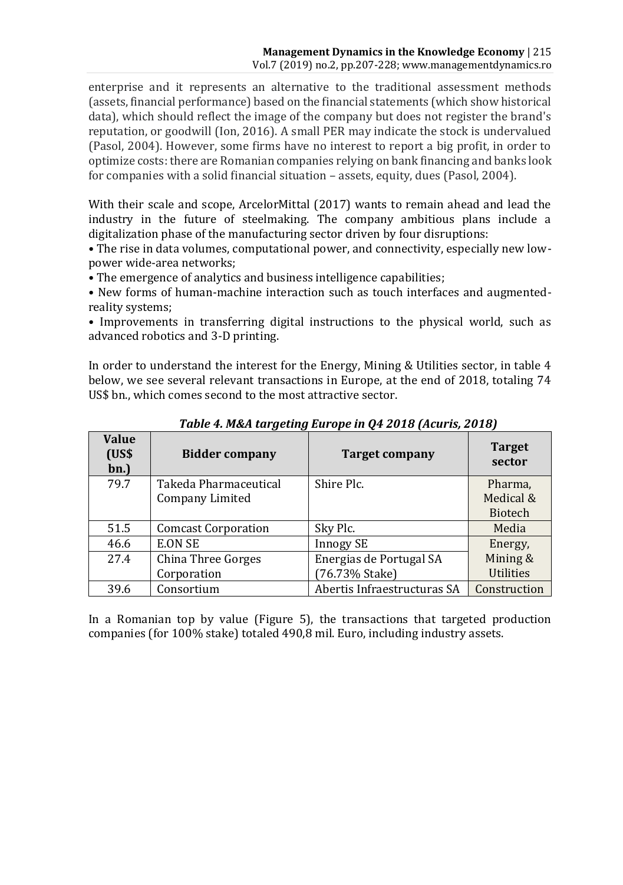enterprise and it represents an alternative to the traditional assessment methods (assets, financial performance) based on the financial statements (which show historical data), which should reflect the image of the company but does not register the brand's reputation, or goodwill (Ion, 2016). A small PER may indicate the stock is undervalued (Pasol, 2004). However, some firms have no interest to report a big profit, in order to optimize costs: there are Romanian companies relying on bank financing and banks look for companies with a solid financial situation – assets, equity, dues (Pasol, 2004).

With their scale and scope, ArcelorMittal (2017) wants to remain ahead and lead the industry in the future of steelmaking. The company ambitious plans include a digitalization phase of the manufacturing sector driven by four disruptions:

- The rise in data volumes, computational power, and connectivity, especially new low-power wide-area networks;
- The emergence of analytics and business intelligence capabilities;
- New forms of human-machine interaction such as touch interfaces and augmented-reality systems;
- Improvements in transferring digital instructions to the physical world, such as advanced robotics and 3-D printing.

In order to understand the interest for the Energy, Mining & Utilities sector, in table 4 below, we see several relevant transactions in Europe, at the end of 2018, totaling 74 US$ bn., which comes second to the most attractive sector.

***Table 4. M&A targeting Europe in Q4 2018 (Acuris, 2018)***

| Value (US$ bn.) | Bidder company | Target company | Target sector |
|---|---|---|---|
| 79.7 | Takeda Pharmaceutical Company Limited | Shire Plc. | Pharma, Medical & Biotech |
| 51.5 | Comcast Corporation | Sky Plc. | Media |
| 46.6 | E.ON SE | Innogy SE | Energy, Mining & Utilities |
| 27.4 | China Three Gorges Corporation | Energias de Portugal SA (76.73% Stake) | |
| 39.6 | Consortium | Abertis Infraestructuras SA | Construction |

In a Romanian top by value (Figure 5), the transactions that targeted production companies (for 100% stake) totaled 490,8 mil. Euro, including industry assets.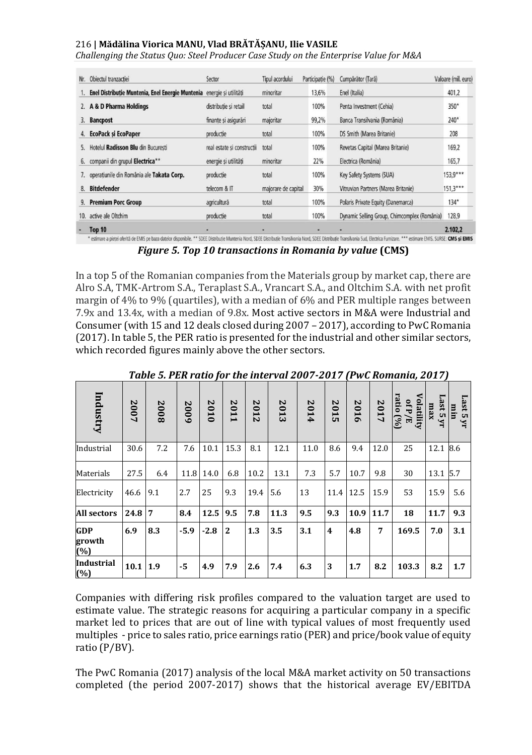| Nr. | Obiectul tranzacției | Sector | Tipul acordului | Participație (%) | Cumpărător (Țară) | Valoare (mil. euro) |
| --- | --- | --- | --- | --- | --- | --- |
| 1. | **Enel Distribuție Muntenia, Enel Energie Muntenia** | energie și utilități | minoritar | 13,6% | Enel (Italia) | 401,2 |
| 2. | **A & D Pharma Holdings** | distribuție și retail | total | 100% | Penta Investment (Cehia) | 350* |
| 3. | **Bancpost** | finanțe și asigurări | majoritar | 99,2% | Banca Transilvania (România) | 240* |
| 4. | **EcoPack și EcoPaper** | producție | total | 100% | DS Smith (Marea Britanie) | 208 |
| 5. | Hotelul **Radisson Blu** din București | real estate și construcții | total | 100% | Revetas Capital (Marea Britanie) | 169,2 |
| 6. | companii din grupul **Electrica**** | energie și utilități | minoritar | 22% | Electrica (România) | 165,7 |
| 7. | operațiunile din România ale **Takata Corp.** | producție | total | 100% | Key Safety Systems (SUA) | 153,9*** |
| 8. | **Bitdefender** | telecom & IT | majorare de capital | 30% | Vitruvian Partners (Marea Britanie) | 151,3*** |
| 9. | **Premium Porc Group** | agricultură | total | 100% | Polaris Private Equity (Danemarca) | 134* |
| 10. | active ale Oltchim | producție | total | 100% | Dynamic Selling Group, Chimcomplex (România) | 128,9 |
| - | **Top 10** | - | - | - | - | **2.102,2** |

\* estimare a pieței oferită de EMIS pe baza datelor disponibile. ** SDEE Distribuție Muntenia Nord, SDEE Distribuție Transilvania Nord, SDEE Distribuție Transilvania Sud, Electrica Furnizare. *** estimare EMIS. SURSE: **CMS și EMIS**

***Figure 5. Top 10 transactions in Romania by value* (CMS)**

In a top 5 of the Romanian companies from the Materials group by market cap, there are Alro S.A, TMK-Artrom S.A., Teraplast S.A., Vrancart S.A., and Oltchim S.A. with net profit margin of 4% to 9% (quartiles), with a median of 6% and PER multiple ranges between 7.9x and 13.4x, with a median of 9.8x. Most active sectors in M&A were Industrial and Consumer (with 15 and 12 deals closed during 2007 – 2017), according to PwC Romania (2017). In table 5, the PER ratio is presented for the industrial and other similar sectors, which recorded figures mainly above the other sectors.

***Table 5. PER ratio for the interval 2007-2017 (PwC Romania, 2017)***

| Industry | 2007 | 2008 | 2009 | 2010 | 2011 | 2012 | 2013 | 2014 | 2015 | 2016 | 2017 | Volatility of P/E ratio (%) | Last 5 yr max | Last 5 yr min |
| --- | --- | --- | --- | --- | --- | --- | --- | --- | --- | --- | --- | --- | --- | --- |
| Industrial | 30.6 | 7.2 | 7.6 | 10.1 | 15.3 | 8.1 | 12.1 | 11.0 | 8.6 | 9.4 | 12.0 | 25 | 12.1 | 8.6 |
| Materials | 27.5 | 6.4 | 11.8 | 14.0 | 6.8 | 10.2 | 13.1 | 7.3 | 5.7 | 10.7 | 9.8 | 30 | 13.1 | 5.7 |
| Electricity | 46.6 | 9.1 | 2.7 | 25 | 9.3 | 19.4 | 5.6 | 13 | 11.4 | 12.5 | 15.9 | 53 | 15.9 | 5.6 |
| **All sectors** | **24.8** | **7** | **8.4** | **12.5** | **9.5** | **7.8** | **11.3** | **9.5** | **9.3** | **10.9** | **11.7** | **18** | **11.7** | **9.3** |
| **GDP growth (%)** | **6.9** | **8.3** | **-5.9** | **-2.8** | **2** | **1.3** | **3.5** | **3.1** | **4** | **4.8** | **7** | **169.5** | **7.0** | **3.1** |
| **Industrial (%)** | **10.1** | **1.9** | **-5** | **4.9** | **7.9** | **2.6** | **7.4** | **6.3** | **3** | **1.7** | **8.2** | **103.3** | **8.2** | **1.7** |

Companies with differing risk profiles compared to the valuation target are used to estimate value. The strategic reasons for acquiring a particular company in a specific market led to prices that are out of line with typical values of most frequently used multiples - price to sales ratio, price earnings ratio (PER) and price/book value of equity ratio (P/BV).

The PwC Romania (2017) analysis of the local M&A market activity on 50 transactions completed (the period 2007-2017) shows that the historical average EV/EBITDA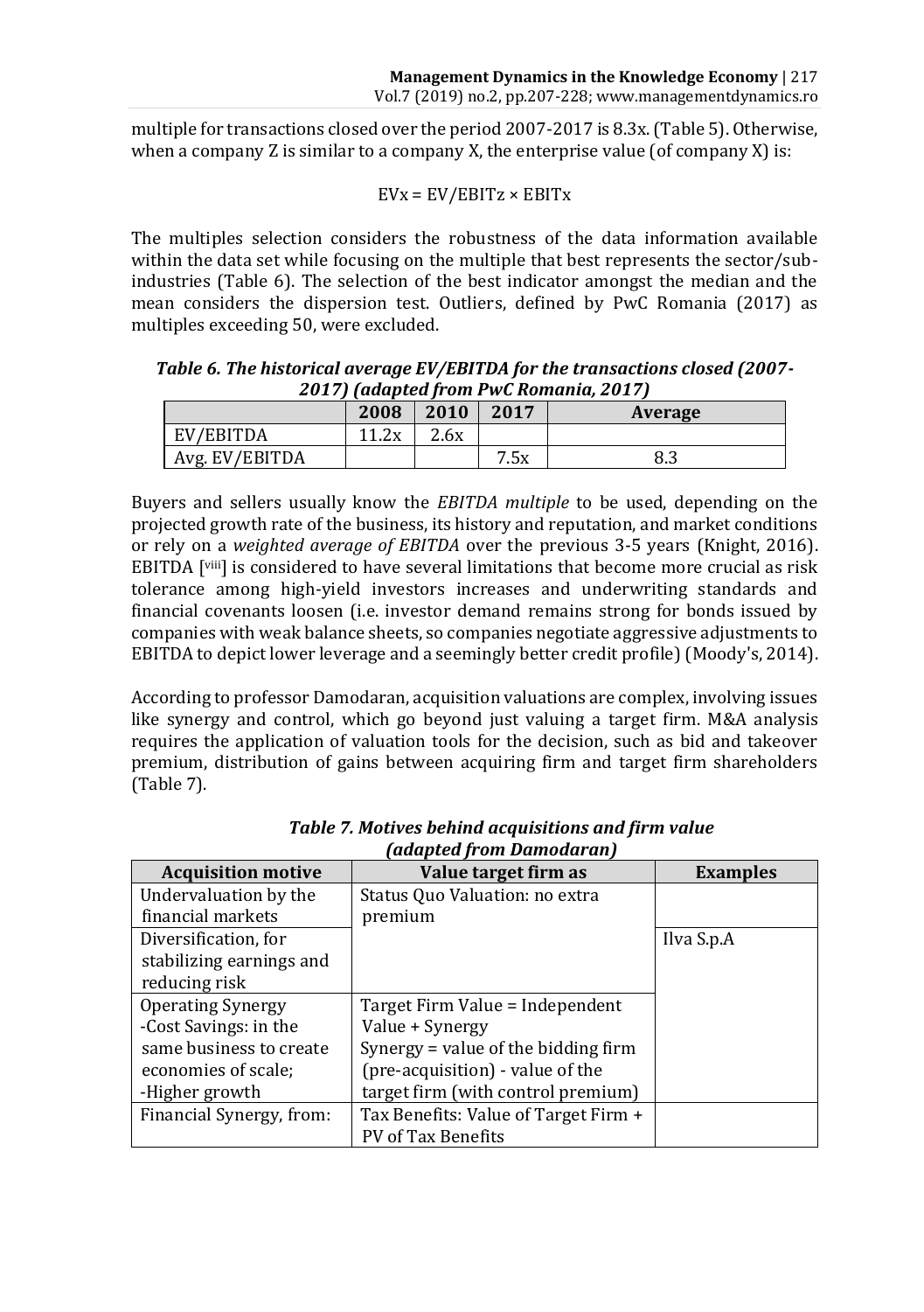multiple for transactions closed over the period 2007-2017 is 8.3x. (Table 5). Otherwise, when a company Z is similar to a company X, the enterprise value (of company X) is:

$$EVx = EV/EBITz \times EBITx$$

The multiples selection considers the robustness of the data information available within the data set while focusing on the multiple that best represents the sector/sub-industries (Table 6). The selection of the best indicator amongst the median and the mean considers the dispersion test. Outliers, defined by PwC Romania (2017) as multiples exceeding 50, were excluded.

***Table 6. The historical average EV/EBITDA for the transactions closed (2007-2017) (adapted from PwC Romania, 2017)***

| | 2008 | 2010 | 2017 | Average |
|---|---|---|---|---|
| EV/EBITDA | 11.2x | 2.6x | | |
| Avg. EV/EBITDA | | | 7.5x | 8.3 |

Buyers and sellers usually know the *EBITDA multiple* to be used, depending on the projected growth rate of the business, its history and reputation, and market conditions or rely on a *weighted average of EBITDA* over the previous 3-5 years (Knight, 2016). EBITDA [viii] is considered to have several limitations that become more crucial as risk tolerance among high-yield investors increases and underwriting standards and financial covenants loosen (i.e. investor demand remains strong for bonds issued by companies with weak balance sheets, so companies negotiate aggressive adjustments to EBITDA to depict lower leverage and a seemingly better credit profile) (Moody's, 2014).

According to professor Damodaran, acquisition valuations are complex, involving issues like synergy and control, which go beyond just valuing a target firm. M&A analysis requires the application of valuation tools for the decision, such as bid and takeover premium, distribution of gains between acquiring firm and target firm shareholders (Table 7).

***Table 7. Motives behind acquisitions and firm value (adapted from Damodaran)***

| Acquisition motive | Value target firm as | Examples |
|---|---|---|
| Undervaluation by the financial markets | Status Quo Valuation: no extra premium | |
| Diversification, for stabilizing earnings and reducing risk | | Ilva S.p.A |
| Operating Synergy<br>-Cost Savings: in the same business to create economies of scale;<br>-Higher growth | Target Firm Value = Independent Value + Synergy<br>Synergy = value of the bidding firm (pre-acquisition) - value of the target firm (with control premium) | |
| Financial Synergy, from: | Tax Benefits: Value of Target Firm + PV of Tax Benefits | |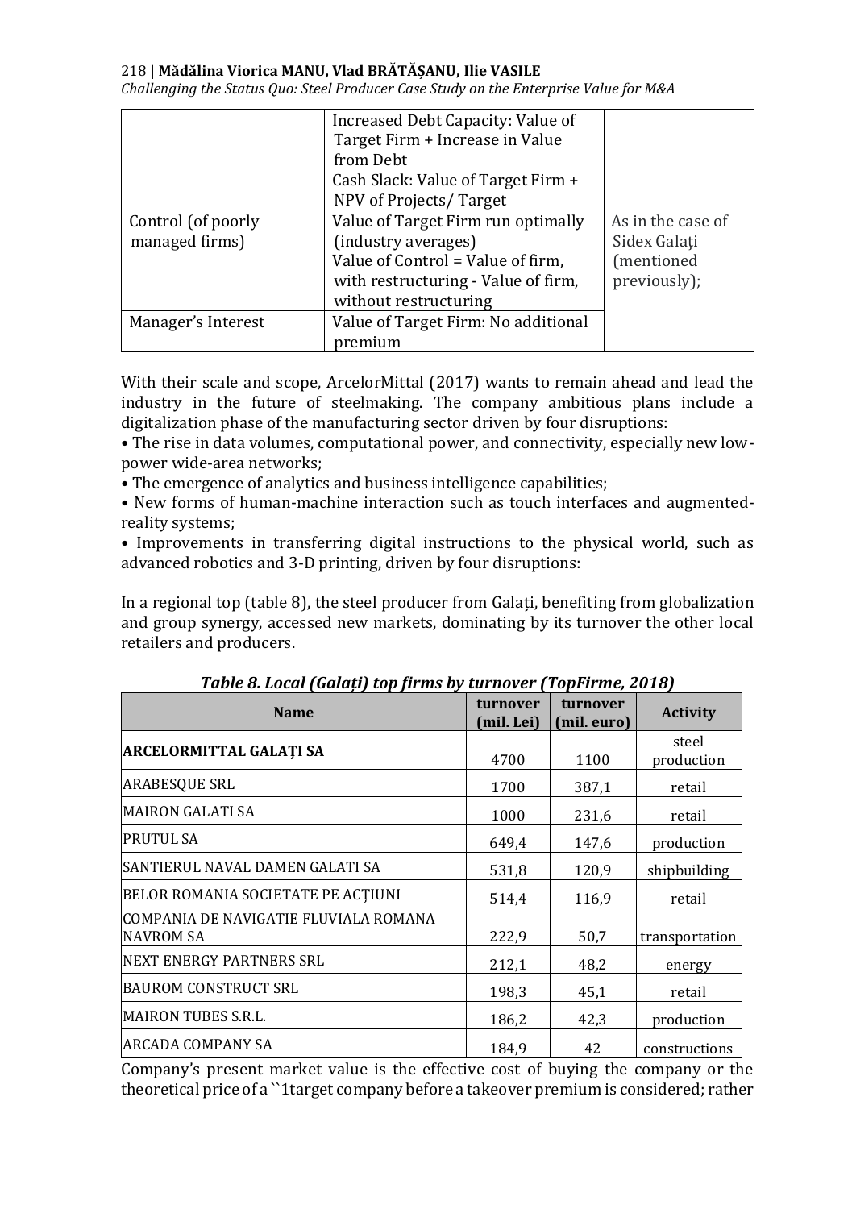| | | |
|---|---|---|
| | Increased Debt Capacity: Value of Target Firm + Increase in Value from Debt<br>Cash Slack: Value of Target Firm + NPV of Projects/ Target | |
| Control (of poorly managed firms) | Value of Target Firm run optimally (industry averages)<br>Value of Control = Value of firm, with restructuring - Value of firm, without restructuring | As in the case of Sidex Galați (mentioned previously); |
| Manager's Interest | Value of Target Firm: No additional premium | |

With their scale and scope, ArcelorMittal (2017) wants to remain ahead and lead the industry in the future of steelmaking. The company ambitious plans include a digitalization phase of the manufacturing sector driven by four disruptions:

• The rise in data volumes, computational power, and connectivity, especially new low-power wide-area networks;
• The emergence of analytics and business intelligence capabilities;
• New forms of human-machine interaction such as touch interfaces and augmented-reality systems;
• Improvements in transferring digital instructions to the physical world, such as advanced robotics and 3-D printing, driven by four disruptions:

In a regional top (table 8), the steel producer from Galați, benefiting from globalization and group synergy, accessed new markets, dominating by its turnover the other local retailers and producers.

***Table 8. Local (Galați) top firms by turnover (TopFirme, 2018)***

| Name | turnover (mil. Lei) | turnover (mil. euro) | Activity |
|---|---|---|---|
| **ARCELORMITTAL GALAŢI SA** | 4700 | 1100 | steel production |
| ARABESQUE SRL | 1700 | 387,1 | retail |
| MAIRON GALATI SA | 1000 | 231,6 | retail |
| PRUTUL SA | 649,4 | 147,6 | production |
| SANTIERUL NAVAL DAMEN GALATI SA | 531,8 | 120,9 | shipbuilding |
| BELOR ROMANIA SOCIETATE PE ACȚIUNI | 514,4 | 116,9 | retail |
| COMPANIA DE NAVIGATIE FLUVIALA ROMANA NAVROM SA | 222,9 | 50,7 | transportation |
| NEXT ENERGY PARTNERS SRL | 212,1 | 48,2 | energy |
| BAUROM CONSTRUCT SRL | 198,3 | 45,1 | retail |
| MAIRON TUBES S.R.L. | 186,2 | 42,3 | production |
| ARCADA COMPANY SA | 184,9 | 42 | constructions |

Company's present market value is the effective cost of buying the company or the theoretical price of a ``1target company before a takeover premium is considered; rather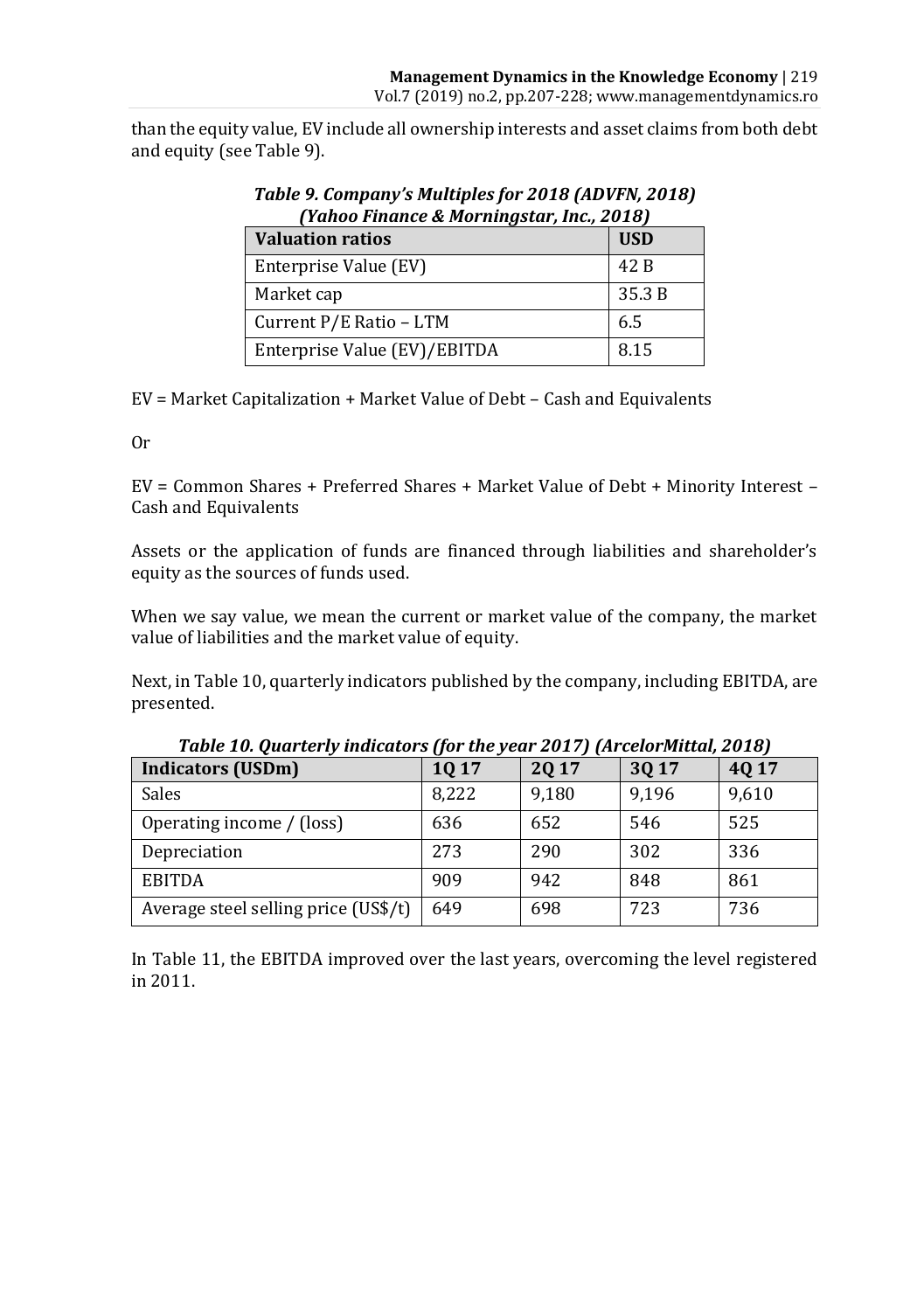than the equity value, EV include all ownership interests and asset claims from both debt and equity (see Table 9).

***Table 9. Company's Multiples for 2018 (ADVFN, 2018) (Yahoo Finance & Morningstar, Inc., 2018)***

| **Valuation ratios** | **USD** |
| --- | --- |
| Enterprise Value (EV) | 42 B |
| Market cap | 35.3 B |
| Current P/E Ratio – LTM | 6.5 |
| Enterprise Value (EV)/EBITDA | 8.15 |

EV = Market Capitalization + Market Value of Debt – Cash and Equivalents

Or

EV = Common Shares + Preferred Shares + Market Value of Debt + Minority Interest – Cash and Equivalents

Assets or the application of funds are financed through liabilities and shareholder's equity as the sources of funds used.

When we say value, we mean the current or market value of the company, the market value of liabilities and the market value of equity.

Next, in Table 10, quarterly indicators published by the company, including EBITDA, are presented.

***Table 10. Quarterly indicators (for the year 2017) (ArcelorMittal, 2018)***

| **Indicators (USDm)** | **1Q 17** | **2Q 17** | **3Q 17** | **4Q 17** |
| --- | --- | --- | --- | --- |
| Sales | 8,222 | 9,180 | 9,196 | 9,610 |
| Operating income / (loss) | 636 | 652 | 546 | 525 |
| Depreciation | 273 | 290 | 302 | 336 |
| EBITDA | 909 | 942 | 848 | 861 |
| Average steel selling price (US$/t) | 649 | 698 | 723 | 736 |

In Table 11, the EBITDA improved over the last years, overcoming the level registered in 2011.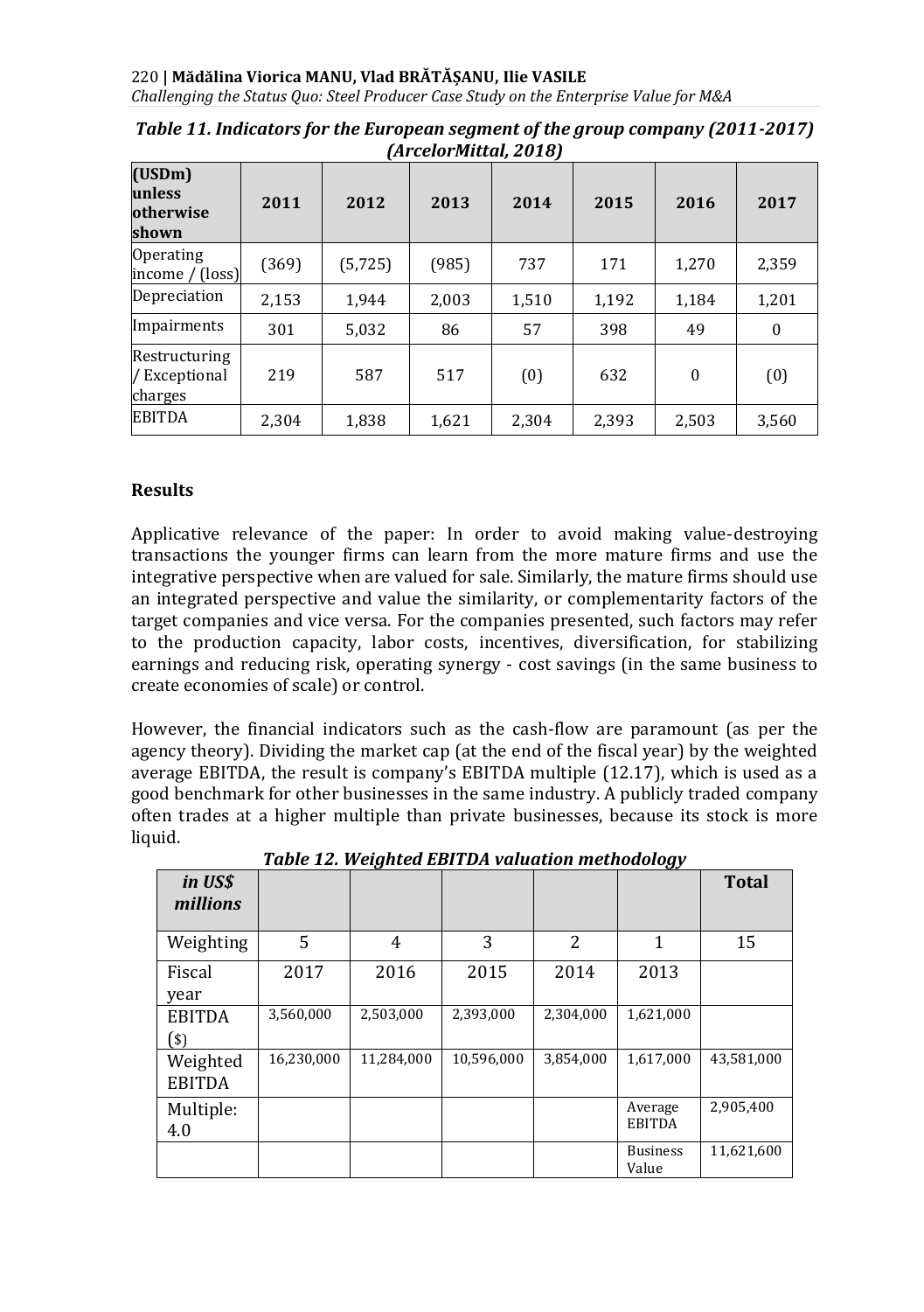*Table 11. Indicators for the European segment of the group company (2011-2017) (ArcelorMittal, 2018)*

| (USDm) unless otherwise shown | 2011 | 2012 | 2013 | 2014 | 2015 | 2016 | 2017 |
|---|---|---|---|---|---|---|---|
| Operating income / (loss) | (369) | (5,725) | (985) | 737 | 171 | 1,270 | 2,359 |
| Depreciation | 2,153 | 1,944 | 2,003 | 1,510 | 1,192 | 1,184 | 1,201 |
| Impairments | 301 | 5,032 | 86 | 57 | 398 | 49 | 0 |
| Restructuring / Exceptional charges | 219 | 587 | 517 | (0) | 632 | 0 | (0) |
| EBITDA | 2,304 | 1,838 | 1,621 | 2,304 | 2,393 | 2,503 | 3,560 |

## Results

Applicative relevance of the paper: In order to avoid making value-destroying transactions the younger firms can learn from the more mature firms and use the integrative perspective when are valued for sale. Similarly, the mature firms should use an integrated perspective and value the similarity, or complementarity factors of the target companies and vice versa. For the companies presented, such factors may refer to the production capacity, labor costs, incentives, diversification, for stabilizing earnings and reducing risk, operating synergy - cost savings (in the same business to create economies of scale) or control.

However, the financial indicators such as the cash-flow are paramount (as per the agency theory). Dividing the market cap (at the end of the fiscal year) by the weighted average EBITDA, the result is company's EBITDA multiple (12.17), which is used as a good benchmark for other businesses in the same industry. A publicly traded company often trades at a higher multiple than private businesses, because its stock is more liquid.

*Table 12. Weighted EBITDA valuation methodology*

| *in US$ millions* | | | | | | **Total** |
|---|---|---|---|---|---|---|
| Weighting | 5 | 4 | 3 | 2 | 1 | 15 |
| Fiscal year | 2017 | 2016 | 2015 | 2014 | 2013 | |
| EBITDA ($) | 3,560,000 | 2,503,000 | 2,393,000 | 2,304,000 | 1,621,000 | |
| Weighted EBITDA | 16,230,000 | 11,284,000 | 10,596,000 | 3,854,000 | 1,617,000 | 43,581,000 |
| Multiple: 4.0 | | | | | Average EBITDA | 2,905,400 |
| | | | | | Business Value | 11,621,600 |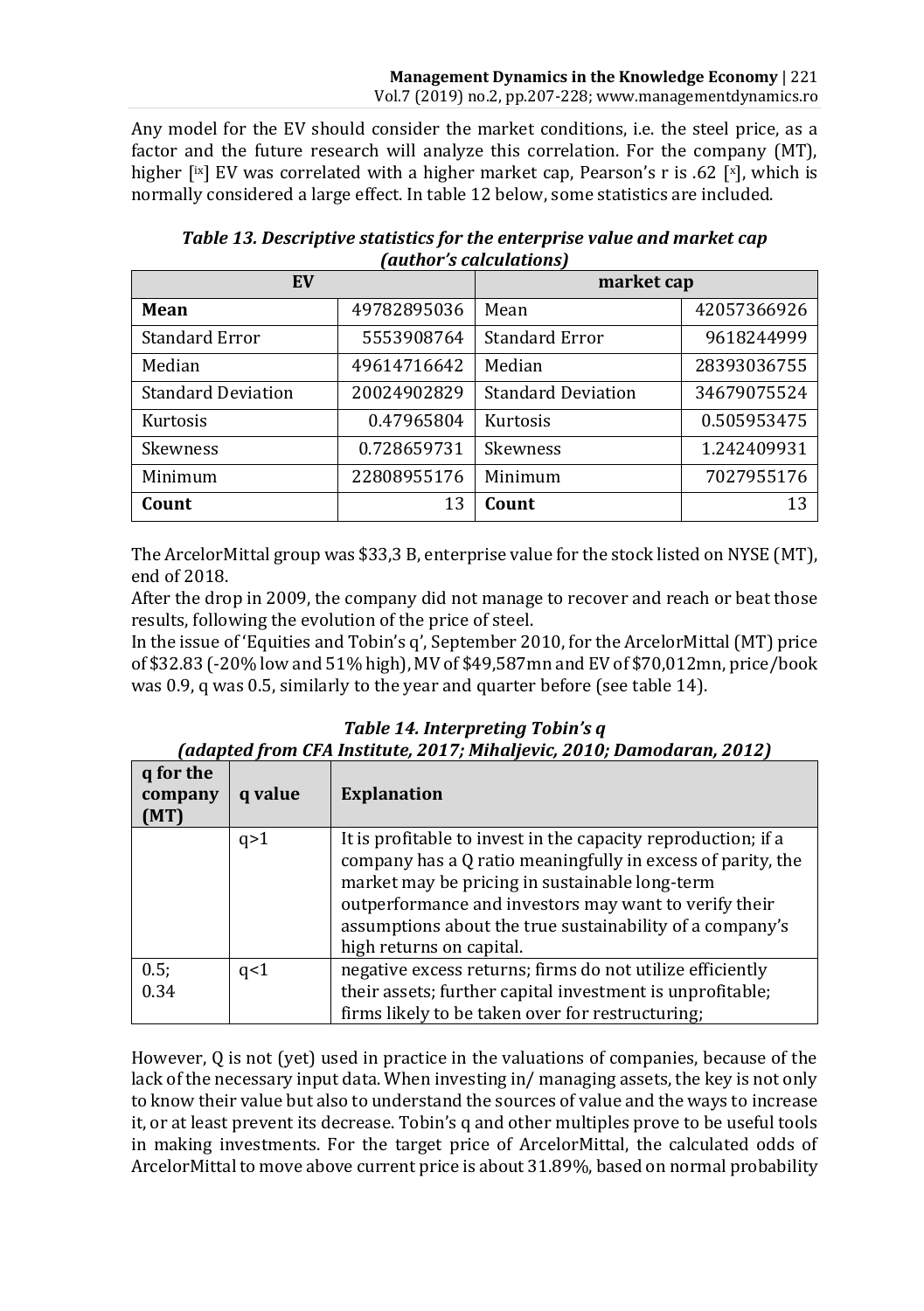Any model for the EV should consider the market conditions, i.e. the steel price, as a factor and the future research will analyze this correlation. For the company (MT), higher [ix] EV was correlated with a higher market cap, Pearson's r is .62 [x], which is normally considered a large effect. In table 12 below, some statistics are included.

***Table 13. Descriptive statistics for the enterprise value and market cap (author's calculations)***

| EV | | market cap | |
|---|---|---|---|
| **Mean** | 49782895036 | Mean | 42057366926 |
| Standard Error | 5553908764 | Standard Error | 9618244999 |
| Median | 49614716642 | Median | 28393036755 |
| Standard Deviation | 20024902829 | Standard Deviation | 34679075524 |
| Kurtosis | 0.47965804 | Kurtosis | 0.505953475 |
| Skewness | 0.728659731 | Skewness | 1.242409931 |
| Minimum | 22808955176 | Minimum | 7027955176 |
| **Count** | 13 | **Count** | 13 |

The ArcelorMittal group was $33,3 B, enterprise value for the stock listed on NYSE (MT), end of 2018.

After the drop in 2009, the company did not manage to recover and reach or beat those results, following the evolution of the price of steel.

In the issue of 'Equities and Tobin's q', September 2010, for the ArcelorMittal (MT) price of $32.83 (-20% low and 51% high), MV of $49,587mn and EV of $70,012mn, price/book was 0.9, q was 0.5, similarly to the year and quarter before (see table 14).

***Table 14. Interpreting Tobin's q (adapted from CFA Institute, 2017; Mihaljevic, 2010; Damodaran, 2012)***

| q for the company (MT) | q value | Explanation |
|---|---|---|
| | q>1 | It is profitable to invest in the capacity reproduction; if a company has a Q ratio meaningfully in excess of parity, the market may be pricing in sustainable long-term outperformance and investors may want to verify their assumptions about the true sustainability of a company's high returns on capital. |
| 0.5; 0.34 | q<1 | negative excess returns; firms do not utilize efficiently their assets; further capital investment is unprofitable; firms likely to be taken over for restructuring; |

However, Q is not (yet) used in practice in the valuations of companies, because of the lack of the necessary input data. When investing in/ managing assets, the key is not only to know their value but also to understand the sources of value and the ways to increase it, or at least prevent its decrease. Tobin's q and other multiples prove to be useful tools in making investments. For the target price of ArcelorMittal, the calculated odds of ArcelorMittal to move above current price is about 31.89%, based on normal probability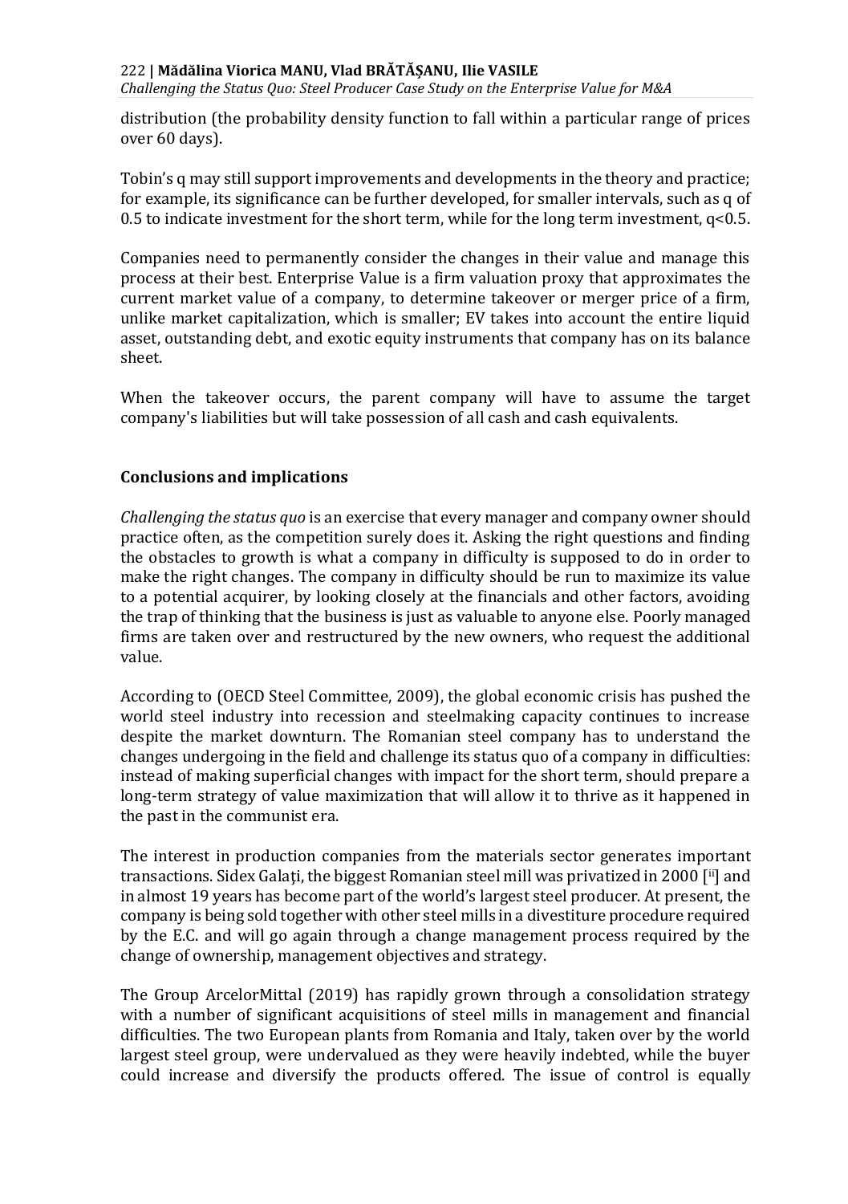distribution (the probability density function to fall within a particular range of prices over 60 days).

Tobin's q may still support improvements and developments in the theory and practice; for example, its significance can be further developed, for smaller intervals, such as q of 0.5 to indicate investment for the short term, while for the long term investment, q<0.5.

Companies need to permanently consider the changes in their value and manage this process at their best. Enterprise Value is a firm valuation proxy that approximates the current market value of a company, to determine takeover or merger price of a firm, unlike market capitalization, which is smaller; EV takes into account the entire liquid asset, outstanding debt, and exotic equity instruments that company has on its balance sheet.

When the takeover occurs, the parent company will have to assume the target company's liabilities but will take possession of all cash and cash equivalents.

## Conclusions and implications

*Challenging the status quo* is an exercise that every manager and company owner should practice often, as the competition surely does it. Asking the right questions and finding the obstacles to growth is what a company in difficulty is supposed to do in order to make the right changes. The company in difficulty should be run to maximize its value to a potential acquirer, by looking closely at the financials and other factors, avoiding the trap of thinking that the business is just as valuable to anyone else. Poorly managed firms are taken over and restructured by the new owners, who request the additional value.

According to (OECD Steel Committee, 2009), the global economic crisis has pushed the world steel industry into recession and steelmaking capacity continues to increase despite the market downturn. The Romanian steel company has to understand the changes undergoing in the field and challenge its status quo of a company in difficulties: instead of making superficial changes with impact for the short term, should prepare a long-term strategy of value maximization that will allow it to thrive as it happened in the past in the communist era.

The interest in production companies from the materials sector generates important transactions. Sidex Galați, the biggest Romanian steel mill was privatized in 2000 [ii] and in almost 19 years has become part of the world's largest steel producer. At present, the company is being sold together with other steel mills in a divestiture procedure required by the E.C. and will go again through a change management process required by the change of ownership, management objectives and strategy.

The Group ArcelorMittal (2019) has rapidly grown through a consolidation strategy with a number of significant acquisitions of steel mills in management and financial difficulties. The two European plants from Romania and Italy, taken over by the world largest steel group, were undervalued as they were heavily indebted, while the buyer could increase and diversify the products offered. The issue of control is equally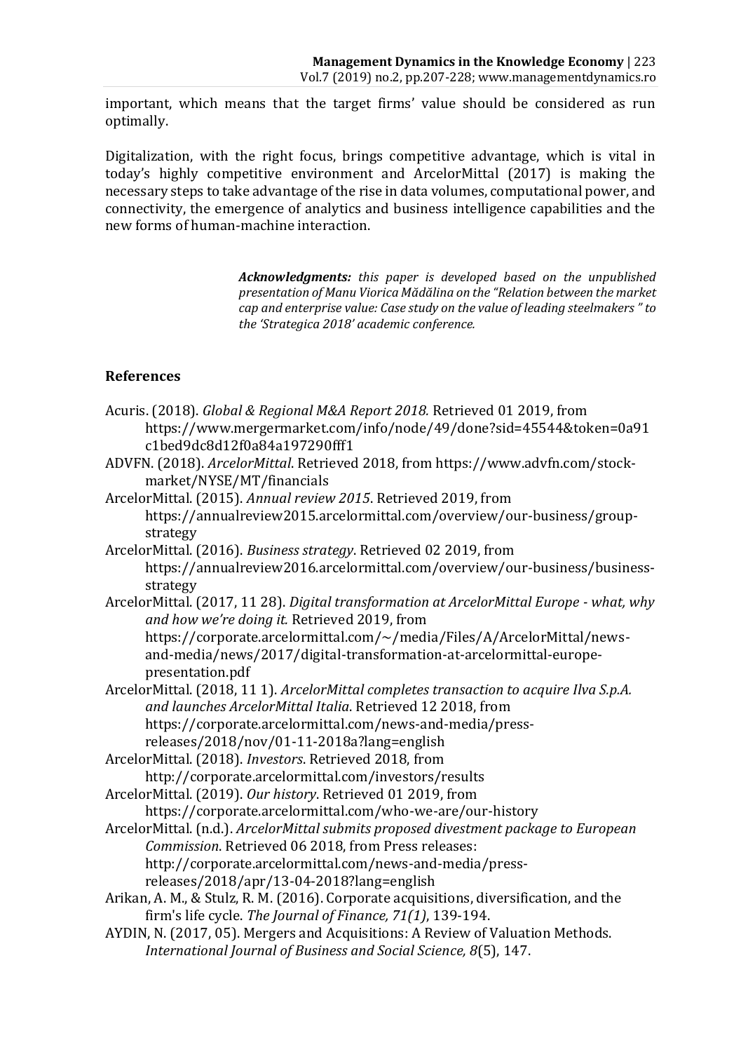important, which means that the target firms' value should be considered as run optimally.

Digitalization, with the right focus, brings competitive advantage, which is vital in today's highly competitive environment and ArcelorMittal (2017) is making the necessary steps to take advantage of the rise in data volumes, computational power, and connectivity, the emergence of analytics and business intelligence capabilities and the new forms of human-machine interaction.

> ***Acknowledgments:*** *this paper is developed based on the unpublished presentation of Manu Viorica Mădălina on the "Relation between the market cap and enterprise value: Case study on the value of leading steelmakers " to the 'Strategica 2018' academic conference.*

## References

Acuris. (2018). *Global & Regional M&A Report 2018.* Retrieved 01 2019, from https://www.mergermarket.com/info/node/49/done?sid=45544&token=0a91c1bed9dc8d12f0a84a197290fff1

ADVFN. (2018). *ArcelorMittal*. Retrieved 2018, from https://www.advfn.com/stock-market/NYSE/MT/financials

ArcelorMittal. (2015). *Annual review 2015*. Retrieved 2019, from https://annualreview2015.arcelormittal.com/overview/our-business/group-strategy

ArcelorMittal. (2016). *Business strategy*. Retrieved 02 2019, from https://annualreview2016.arcelormittal.com/overview/our-business/business-strategy

ArcelorMittal. (2017, 11 28). *Digital transformation at ArcelorMittal Europe - what, why and how we're doing it.* Retrieved 2019, from https://corporate.arcelormittal.com/~/media/Files/A/ArcelorMittal/news-and-media/news/2017/digital-transformation-at-arcelormittal-europe-presentation.pdf

ArcelorMittal. (2018, 11 1). *ArcelorMittal completes transaction to acquire Ilva S.p.A. and launches ArcelorMittal Italia*. Retrieved 12 2018, from https://corporate.arcelormittal.com/news-and-media/press-releases/2018/nov/01-11-2018a?lang=english

ArcelorMittal. (2018). *Investors*. Retrieved 2018, from http://corporate.arcelormittal.com/investors/results

ArcelorMittal. (2019). *Our history*. Retrieved 01 2019, from https://corporate.arcelormittal.com/who-we-are/our-history

ArcelorMittal. (n.d.). *ArcelorMittal submits proposed divestment package to European Commission*. Retrieved 06 2018, from Press releases: http://corporate.arcelormittal.com/news-and-media/press-releases/2018/apr/13-04-2018?lang=english

Arikan, A. M., & Stulz, R. M. (2016). Corporate acquisitions, diversification, and the firm's life cycle. *The Journal of Finance, 71(1)*, 139-194.

AYDIN, N. (2017, 05). Mergers and Acquisitions: A Review of Valuation Methods. *International Journal of Business and Social Science, 8*(5), 147.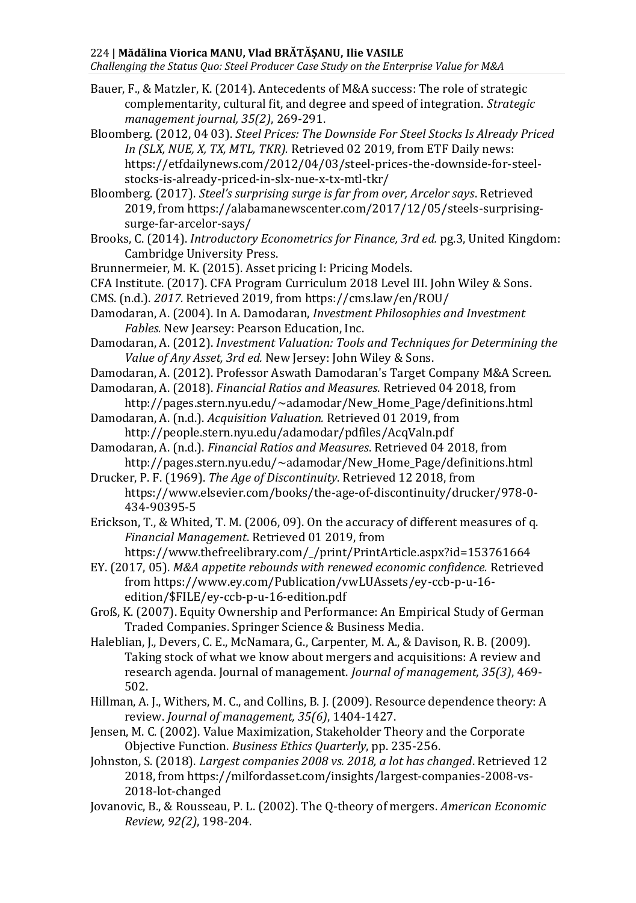Bauer, F., & Matzler, K. (2014). Antecedents of M&A success: The role of strategic complementarity, cultural fit, and degree and speed of integration. *Strategic management journal, 35(2)*, 269-291.

Bloomberg. (2012, 04 03). *Steel Prices: The Downside For Steel Stocks Is Already Priced In (SLX, NUE, X, TX, MTL, TKR).* Retrieved 02 2019, from ETF Daily news: https://etfdailynews.com/2012/04/03/steel-prices-the-downside-for-steel-stocks-is-already-priced-in-slx-nue-x-tx-mtl-tkr/

Bloomberg. (2017). *Steel's surprising surge is far from over, Arcelor says*. Retrieved 2019, from https://alabamanewscenter.com/2017/12/05/steels-surprising-surge-far-arcelor-says/

Brooks, C. (2014). *Introductory Econometrics for Finance, 3rd ed.* pg.3, United Kingdom: Cambridge University Press.

Brunnermeier, M. K. (2015). Asset pricing I: Pricing Models.

CFA Institute. (2017). CFA Program Curriculum 2018 Level III. John Wiley & Sons.

CMS. (n.d.). *2017.* Retrieved 2019, from https://cms.law/en/ROU/

Damodaran, A. (2004). In A. Damodaran, *Investment Philosophies and Investment Fables.* New Jearsey: Pearson Education, Inc.

Damodaran, A. (2012). *Investment Valuation: Tools and Techniques for Determining the Value of Any Asset, 3rd ed.* New Jersey: John Wiley & Sons.

Damodaran, A. (2012). Professor Aswath Damodaran's Target Company M&A Screen.

Damodaran, A. (2018). *Financial Ratios and Measures*. Retrieved 04 2018, from http://pages.stern.nyu.edu/~adamodar/New_Home_Page/definitions.html

Damodaran, A. (n.d.). *Acquisition Valuation.* Retrieved 01 2019, from http://people.stern.nyu.edu/adamodar/pdfiles/AcqValn.pdf

Damodaran, A. (n.d.). *Financial Ratios and Measures*. Retrieved 04 2018, from http://pages.stern.nyu.edu/~adamodar/New_Home_Page/definitions.html

Drucker, P. F. (1969). *The Age of Discontinuity*. Retrieved 12 2018, from https://www.elsevier.com/books/the-age-of-discontinuity/drucker/978-0-434-90395-5

Erickson, T., & Whited, T. M. (2006, 09). On the accuracy of different measures of q. *Financial Management*. Retrieved 01 2019, from https://www.thefreelibrary.com/_/print/PrintArticle.aspx?id=153761664

EY. (2017, 05). *M&A appetite rebounds with renewed economic confidence.* Retrieved from https://www.ey.com/Publication/vwLUAssets/ey-ccb-p-u-16-edition/$FILE/ey-ccb-p-u-16-edition.pdf

Groß, K. (2007). Equity Ownership and Performance: An Empirical Study of German Traded Companies. Springer Science & Business Media.

Haleblian, J., Devers, C. E., McNamara, G., Carpenter, M. A., & Davison, R. B. (2009). Taking stock of what we know about mergers and acquisitions: A review and research agenda. Journal of management. *Journal of management, 35(3)*, 469-502.

Hillman, A. J., Withers, M. C., and Collins, B. J. (2009). Resource dependence theory: A review. *Journal of management, 35(6)*, 1404-1427.

Jensen, M. C. (2002). Value Maximization, Stakeholder Theory and the Corporate Objective Function. *Business Ethics Quarterly*, pp. 235-256.

Johnston, S. (2018). *Largest companies 2008 vs. 2018, a lot has changed*. Retrieved 12 2018, from https://milfordasset.com/insights/largest-companies-2008-vs-2018-lot-changed

Jovanovic, B., & Rousseau, P. L. (2002). The Q-theory of mergers. *American Economic Review, 92(2)*, 198-204.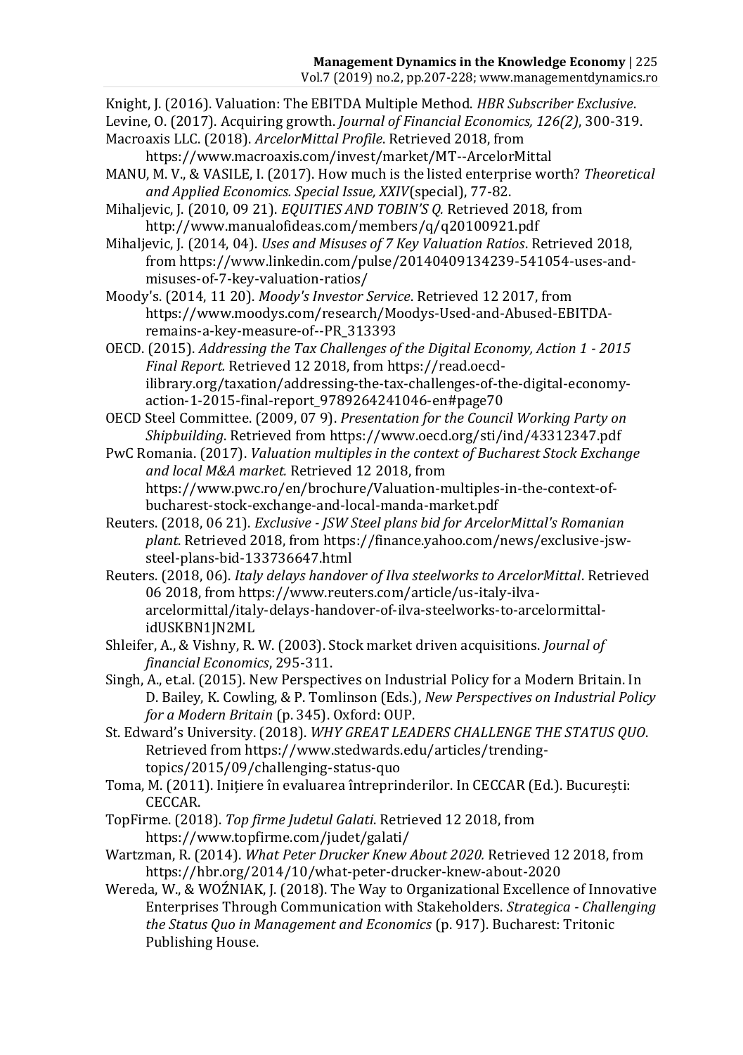Knight, J. (2016). Valuation: The EBITDA Multiple Method. *HBR Subscriber Exclusive*.

Levine, O. (2017). Acquiring growth. *Journal of Financial Economics, 126(2)*, 300-319.

Macroaxis LLC. (2018). *ArcelorMittal Profile*. Retrieved 2018, from https://www.macroaxis.com/invest/market/MT--ArcelorMittal

MANU, M. V., & VASILE, I. (2017). How much is the listed enterprise worth? *Theoretical and Applied Economics. Special Issue, XXIV*(special), 77-82.

Mihaljevic, J. (2010, 09 21). *EQUITIES AND TOBIN'S Q.* Retrieved 2018, from http://www.manualofideas.com/members/q/q20100921.pdf

Mihaljevic, J. (2014, 04). *Uses and Misuses of 7 Key Valuation Ratios*. Retrieved 2018, from https://www.linkedin.com/pulse/20140409134239-541054-uses-and-misuses-of-7-key-valuation-ratios/

Moody's. (2014, 11 20). *Moody's Investor Service*. Retrieved 12 2017, from https://www.moodys.com/research/Moodys-Used-and-Abused-EBITDA-remains-a-key-measure-of--PR_313393

OECD. (2015). *Addressing the Tax Challenges of the Digital Economy, Action 1 - 2015 Final Report.* Retrieved 12 2018, from https://read.oecd-ilibrary.org/taxation/addressing-the-tax-challenges-of-the-digital-economy-action-1-2015-final-report_9789264241046-en#page70

OECD Steel Committee. (2009, 07 9). *Presentation for the Council Working Party on Shipbuilding*. Retrieved from https://www.oecd.org/sti/ind/43312347.pdf

PwC Romania. (2017). *Valuation multiples in the context of Bucharest Stock Exchange and local M&A market.* Retrieved 12 2018, from https://www.pwc.ro/en/brochure/Valuation-multiples-in-the-context-of-bucharest-stock-exchange-and-local-manda-market.pdf

Reuters. (2018, 06 21). *Exclusive - JSW Steel plans bid for ArcelorMittal's Romanian plant*. Retrieved 2018, from https://finance.yahoo.com/news/exclusive-jsw-steel-plans-bid-133736647.html

Reuters. (2018, 06). *Italy delays handover of Ilva steelworks to ArcelorMittal*. Retrieved 06 2018, from https://www.reuters.com/article/us-italy-ilva-arcelormittal/italy-delays-handover-of-ilva-steelworks-to-arcelormittal-idUSKBN1JN2ML

Shleifer, A., & Vishny, R. W. (2003). Stock market driven acquisitions. *Journal of financial Economics*, 295-311.

Singh, A., et.al. (2015). New Perspectives on Industrial Policy for a Modern Britain. In D. Bailey, K. Cowling, & P. Tomlinson (Eds.), *New Perspectives on Industrial Policy for a Modern Britain* (p. 345). Oxford: OUP.

St. Edward's University. (2018). *WHY GREAT LEADERS CHALLENGE THE STATUS QUO*. Retrieved from https://www.stedwards.edu/articles/trending-topics/2015/09/challenging-status-quo

Toma, M. (2011). Inițiere în evaluarea întreprinderilor. In CECCAR (Ed.). București: CECCAR.

TopFirme. (2018). *Top firme Judetul Galati*. Retrieved 12 2018, from https://www.topfirme.com/judet/galati/

Wartzman, R. (2014). *What Peter Drucker Knew About 2020.* Retrieved 12 2018, from https://hbr.org/2014/10/what-peter-drucker-knew-about-2020

Wereda, W., & WOŹNIAK, J. (2018). The Way to Organizational Excellence of Innovative Enterprises Through Communication with Stakeholders. *Strategica - Challenging the Status Quo in Management and Economics* (p. 917). Bucharest: Tritonic Publishing House.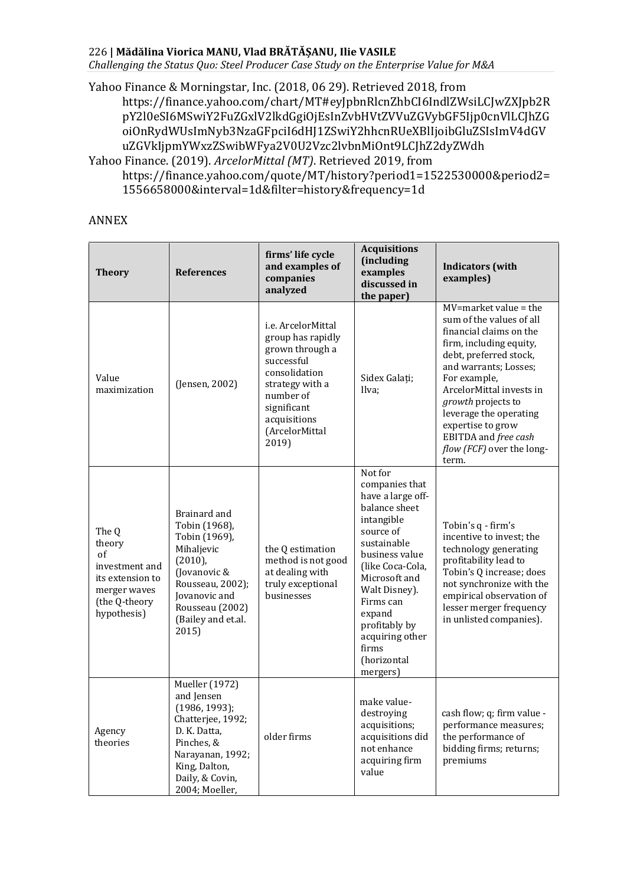Yahoo Finance & Morningstar, Inc. (2018, 06 29). Retrieved 2018, from https://finance.yahoo.com/chart/MT#eyJpbnRlcnZhbCI6IndlZWsiLCJwZXJpb2RpY2l0eSI6MSwiY2FuZGxlV2lkdGgiOjEsInZvbHVtZVVuZGVybGF5Ijp0cnVlLCJhZGoiOnRydWUsImNyb3NzaGFpciI6dHJ1ZSwiY2hhcnRUeXBlIjoibGluZSIsImV4dGVuZGVkIjpmYWxzZSwibWFya2V0U2Vzc2lvbnMiOnt9LCJhZ2dyZWdh

Yahoo Finance. (2019). *ArcelorMittal (MT)*. Retrieved 2019, from https://finance.yahoo.com/quote/MT/history?period1=1522530000&period2=1556658000&interval=1d&filter=history&frequency=1d

ANNEX

| Theory | References | firms' life cycle and examples of companies analyzed | Acquisitions (including examples discussed in the paper) | Indicators (with examples) |
|---|---|---|---|---|
| Value maximization | (Jensen, 2002) | i.e. ArcelorMittal group has rapidly grown through a successful consolidation strategy with a number of significant acquisitions (ArcelorMittal 2019) | Sidex Galați; Ilva; | MV=market value = the sum of the values of all financial claims on the firm, including equity, debt, preferred stock, and warrants; Losses; For example, ArcelorMittal invests in *growth* projects to leverage the operating expertise to grow EBITDA and *free cash flow (FCF)* over the long-term. |
| The Q theory of investment and its extension to merger waves (the Q-theory hypothesis) | Brainard and Tobin (1968), Tobin (1969), Mihaljevic (2010), (Jovanovic & Rousseau, 2002); Jovanovic and Rousseau (2002) (Bailey and et.al. 2015) | the Q estimation method is not good at dealing with truly exceptional businesses | Not for companies that have a large off-balance sheet intangible source of sustainable business value (like Coca-Cola, Microsoft and Walt Disney). Firms can expand profitably by acquiring other firms (horizontal mergers) | Tobin's q - firm's incentive to invest; the technology generating profitability lead to Tobin's Q increase; does not synchronize with the empirical observation of lesser merger frequency in unlisted companies). |
| Agency theories | Mueller (1972) and Jensen (1986, 1993); Chatterjee, 1992; D. K. Datta, Pinches, & Narayanan, 1992; King, Dalton, Daily, & Covin, 2004; Moeller, | older firms | make value-destroying acquisitions; acquisitions did not enhance acquiring firm value | cash flow; q; firm value - performance measures; the performance of bidding firms; returns; premiums |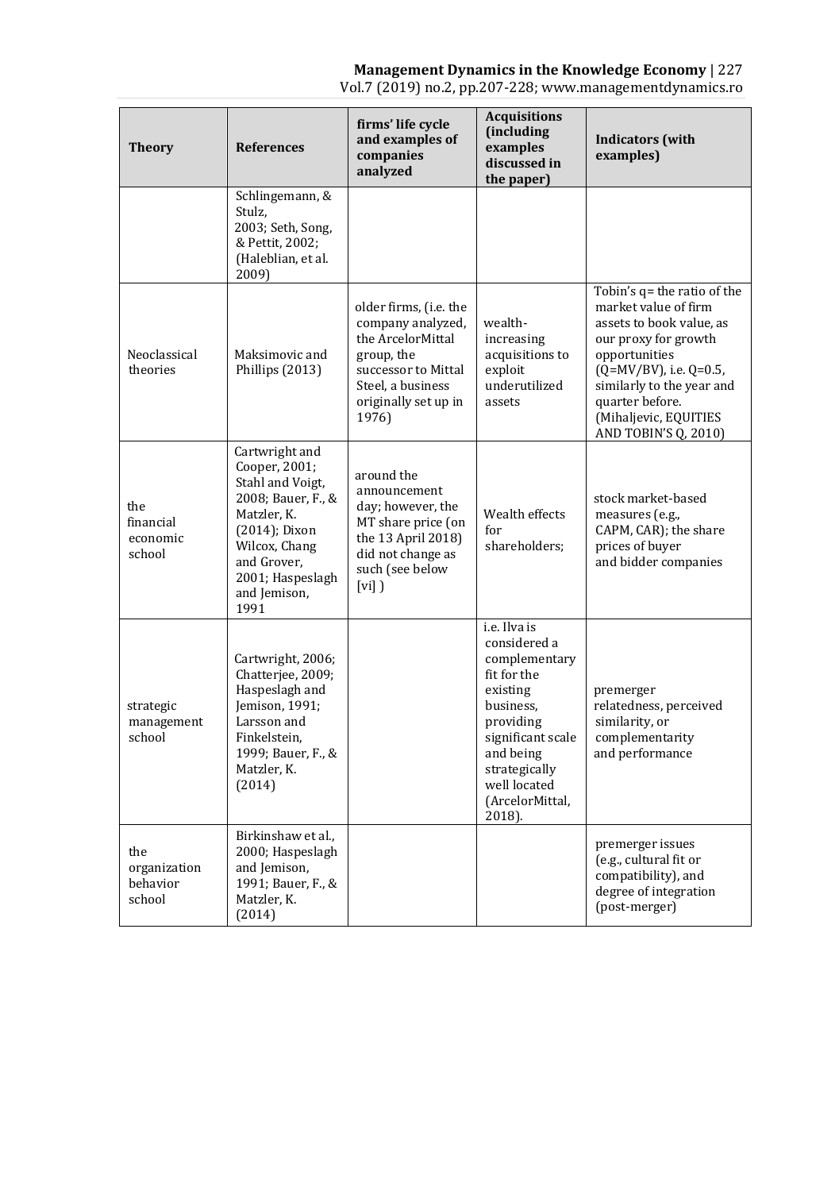| Theory | References | firms' life cycle and examples of companies analyzed | Acquisitions (including examples discussed in the paper) | Indicators (with examples) |
|---|---|---|---|---|
| | Schlingemann, & Stulz, 2003; Seth, Song, & Pettit, 2002; (Haleblian, et al. 2009) | | | |
| Neoclassical theories | Maksimovic and Phillips (2013) | older firms, (i.e. the company analyzed, the ArcelorMittal group, the successor to Mittal Steel, a business originally set up in 1976) | wealth-increasing acquisitions to exploit underutilized assets | Tobin's q= the ratio of the market value of firm assets to book value, as our proxy for growth opportunities (Q=MV/BV), i.e. Q=0.5, similarly to the year and quarter before. (Mihaljevic, EQUITIES AND TOBIN'S Q, 2010) |
| the financial economic school | Cartwright and Cooper, 2001; Stahl and Voigt, 2008; Bauer, F., & Matzler, K. (2014); Dixon Wilcox, Chang and Grover, 2001; Haspeslagh and Jemison, 1991 | around the announcement day; however, the MT share price (on the 13 April 2018) did not change as such (see below [vi] ) | Wealth effects for shareholders; | stock market-based measures (e.g., CAPM, CAR); the share prices of buyer and bidder companies |
| strategic management school | Cartwright, 2006; Chatterjee, 2009; Haspeslagh and Jemison, 1991; Larsson and Finkelstein, 1999; Bauer, F., & Matzler, K. (2014) | | i.e. Ilva is considered a complementary fit for the existing business, providing significant scale and being strategically well located (ArcelorMittal, 2018). | premerger relatedness, perceived similarity, or complementarity and performance |
| the organization behavior school | Birkinshaw et al., 2000; Haspeslagh and Jemison, 1991; Bauer, F., & Matzler, K. (2014) | | | premerger issues (e.g., cultural fit or compatibility), and degree of integration (post-merger) |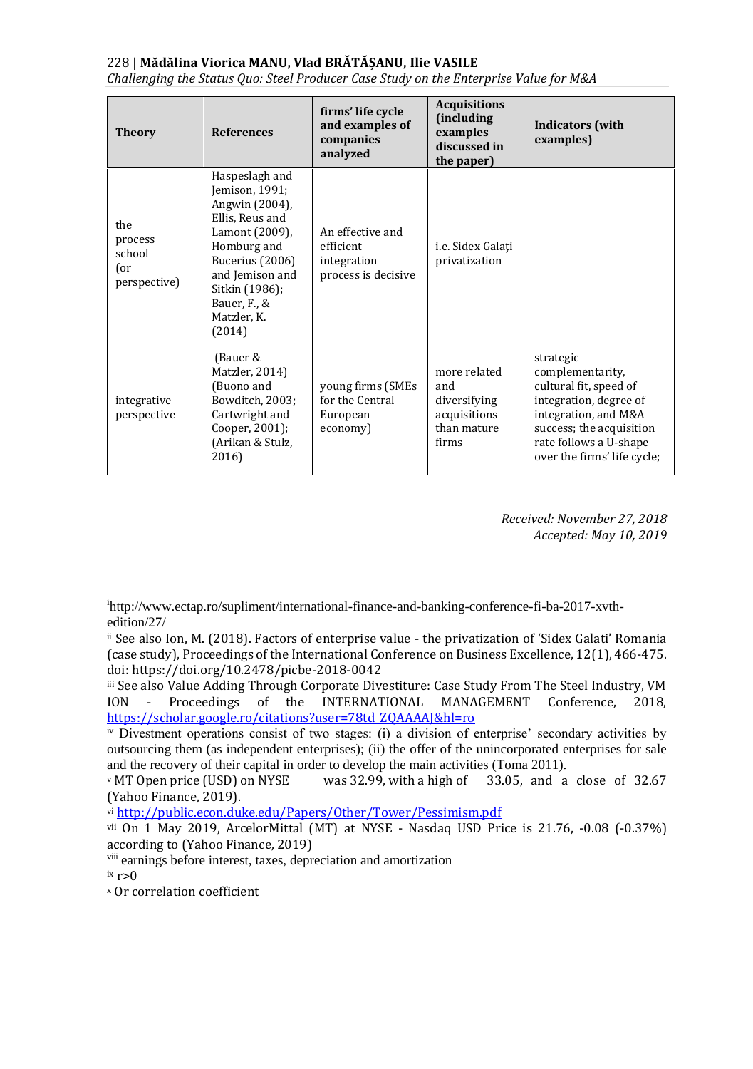| Theory | References | firms' life cycle and examples of companies analyzed | Acquisitions (including examples discussed in the paper) | Indicators (with examples) |
|---|---|---|---|---|
| the process school (or perspective) | Haspeslagh and Jemison, 1991; Angwin (2004), Ellis, Reus and Lamont (2009), Homburg and Bucerius (2006) and Jemison and Sitkin (1986); Bauer, F., & Matzler, K. (2014) | An effective and efficient integration process is decisive | i.e. Sidex Galați privatization | |
| integrative perspective | (Bauer & Matzler, 2014) (Buono and Bowditch, 2003; Cartwright and Cooper, 2001); (Arikan & Stulz, 2016) | young firms (SMEs for the Central European economy) | more related and diversifying acquisitions than mature firms | strategic complementarity, cultural fit, speed of integration, degree of integration, and M&A success; the acquisition rate follows a U-shape over the firms' life cycle; |

*Received: November 27, 2018*
*Accepted: May 10, 2019*

---

[i] http://www.ectap.ro/supliment/international-finance-and-banking-conference-fi-ba-2017-xvth-edition/27/

[ii] See also Ion, M. (2018). Factors of enterprise value - the privatization of 'Sidex Galati' Romania (case study), Proceedings of the International Conference on Business Excellence, 12(1), 466-475. doi: https://doi.org/10.2478/picbe-2018-0042

[iii] See also Value Adding Through Corporate Divestiture: Case Study From The Steel Industry, VM ION - Proceedings of the INTERNATIONAL MANAGEMENT Conference, 2018, https://scholar.google.ro/citations?user=78td_ZQAAAAJ&hl=ro

[iv] Divestment operations consist of two stages: (i) a division of enterprise' secondary activities by outsourcing them (as independent enterprises); (ii) the offer of the unincorporated enterprises for sale and the recovery of their capital in order to develop the main activities (Toma 2011).

[v] MT Open price (USD) on NYSE was 32.99, with a high of 33.05, and a close of 32.67 (Yahoo Finance, 2019).

[vi] http://public.econ.duke.edu/Papers/Other/Tower/Pessimism.pdf

[vii] On 1 May 2019, ArcelorMittal (MT) at NYSE - Nasdaq USD Price is 21.76, -0.08 (-0.37%) according to (Yahoo Finance, 2019)

[viii] earnings before interest, taxes, depreciation and amortization

[ix] $r>0$

[x] Or correlation coefficient